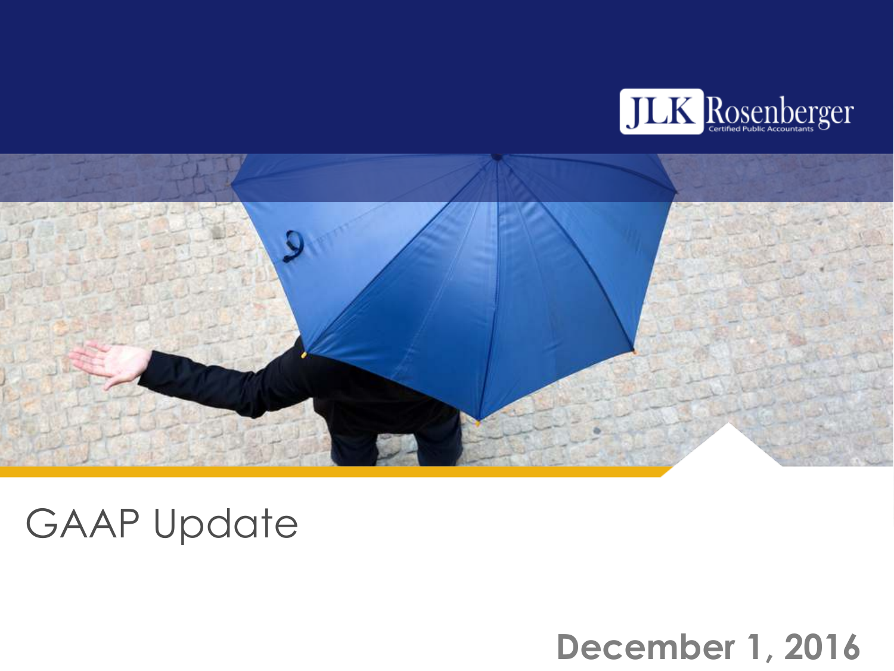JLK Rosenberger
Certified Public Accountants

# GAAP Update

**December 1, 2016**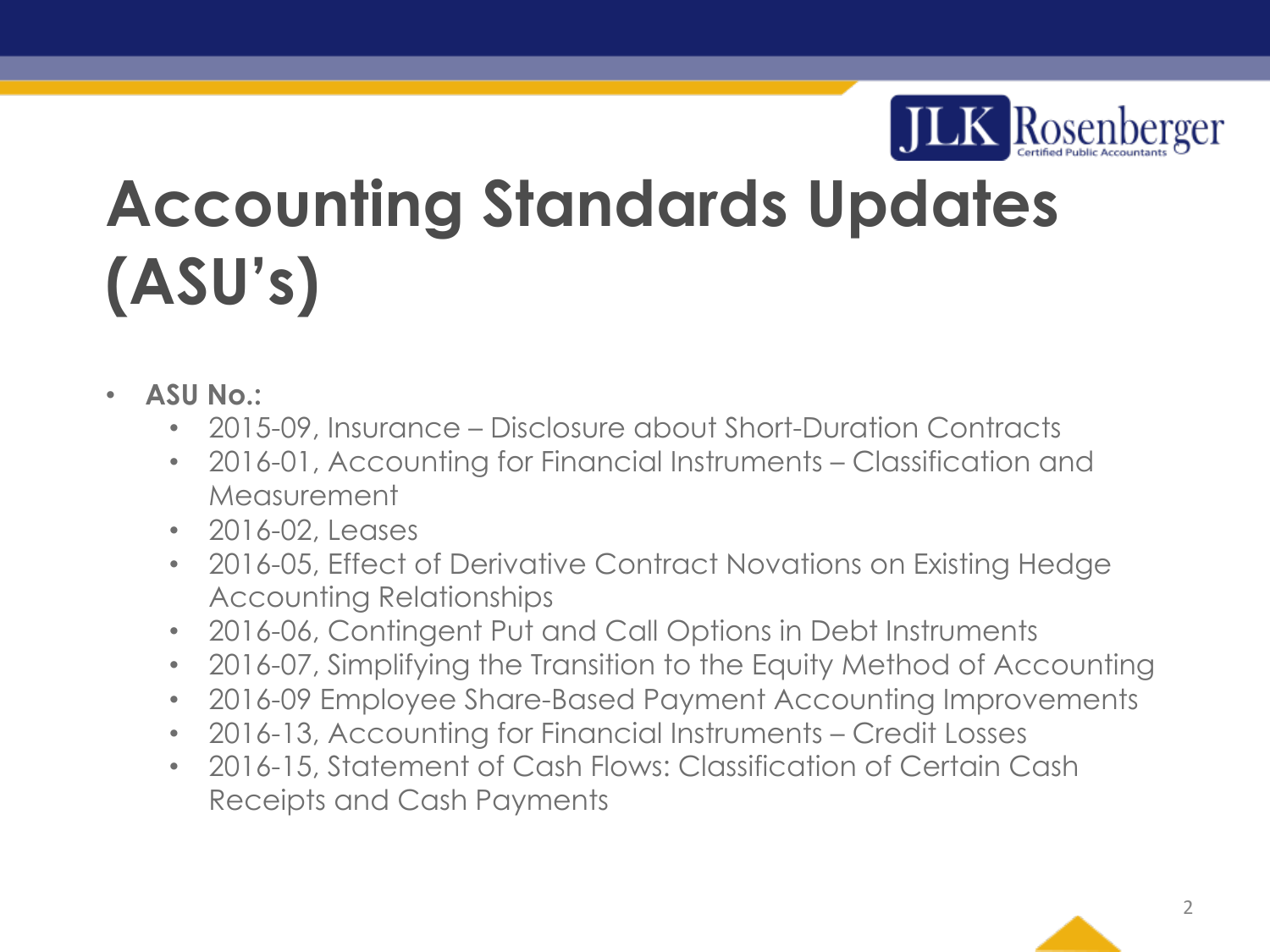# Accounting Standards Updates (ASU's)

- **ASU No.:**
  - 2015-09, Insurance – Disclosure about Short-Duration Contracts
  - 2016-01, Accounting for Financial Instruments – Classification and Measurement
  - 2016-02, Leases
  - 2016-05, Effect of Derivative Contract Novations on Existing Hedge Accounting Relationships
  - 2016-06, Contingent Put and Call Options in Debt Instruments
  - 2016-07, Simplifying the Transition to the Equity Method of Accounting
  - 2016-09 Employee Share-Based Payment Accounting Improvements
  - 2016-13, Accounting for Financial Instruments – Credit Losses
  - 2016-15, Statement of Cash Flows: Classification of Certain Cash Receipts and Cash Payments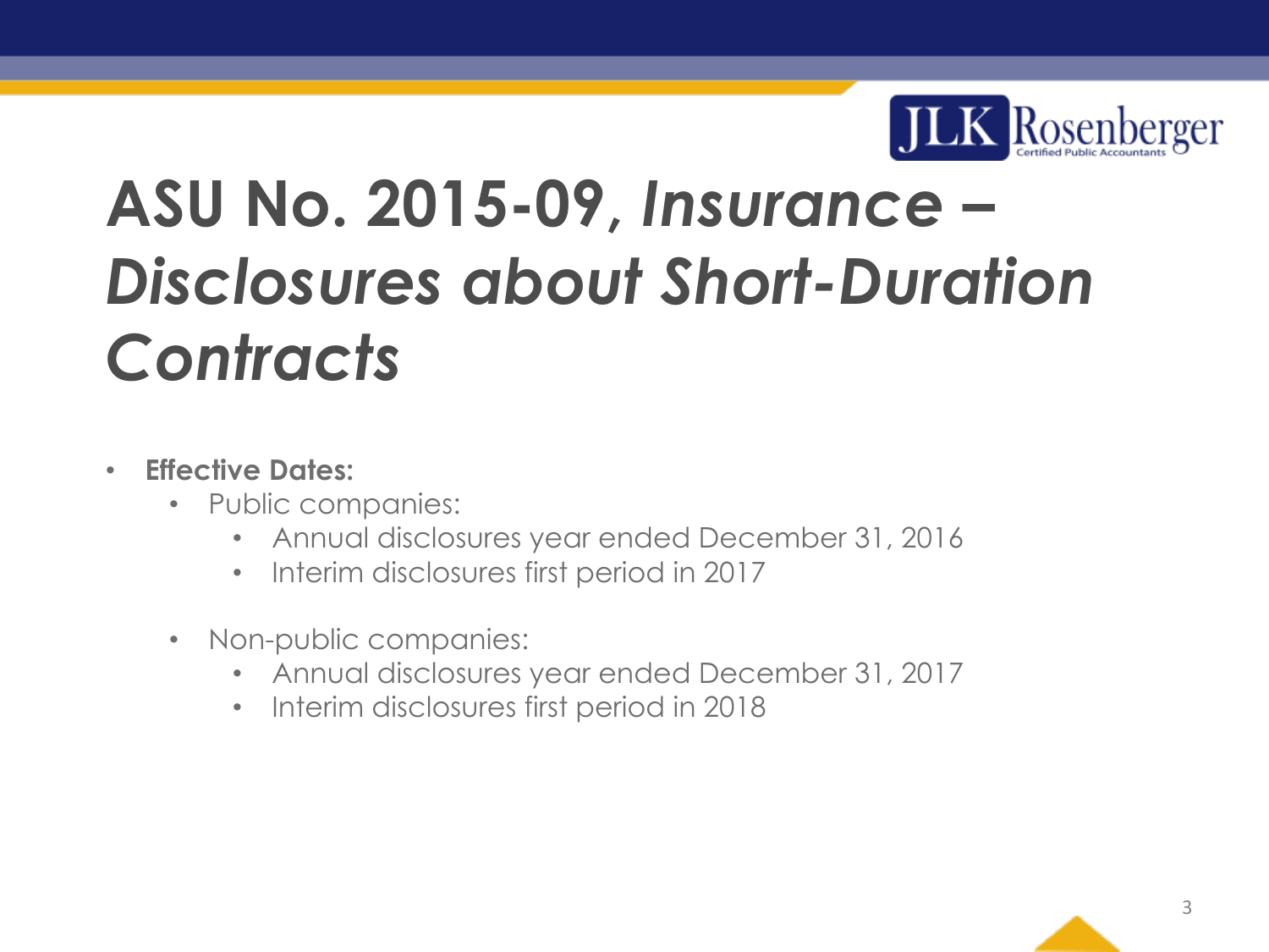# ASU No. 2015-09, *Insurance – Disclosures about Short-Duration Contracts*

- **Effective Dates:**
  - Public companies:
    - Annual disclosures year ended December 31, 2016
    - Interim disclosures first period in 2017
  - Non-public companies:
    - Annual disclosures year ended December 31, 2017
    - Interim disclosures first period in 2018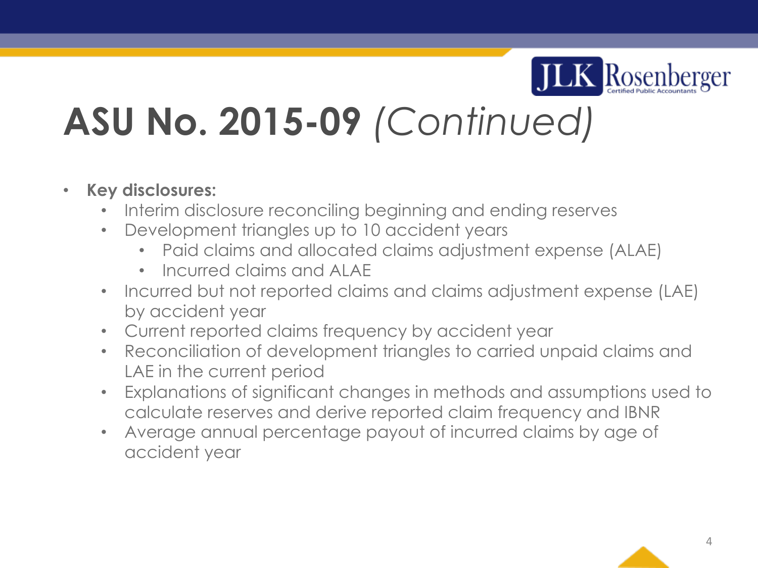# ASU No. 2015-09 *(Continued)*

- **Key disclosures:**
  - Interim disclosure reconciling beginning and ending reserves
  - Development triangles up to 10 accident years
    - Paid claims and allocated claims adjustment expense (ALAE)
    - Incurred claims and ALAE
  - Incurred but not reported claims and claims adjustment expense (LAE) by accident year
  - Current reported claims frequency by accident year
  - Reconciliation of development triangles to carried unpaid claims and LAE in the current period
  - Explanations of significant changes in methods and assumptions used to calculate reserves and derive reported claim frequency and IBNR
  - Average annual percentage payout of incurred claims by age of accident year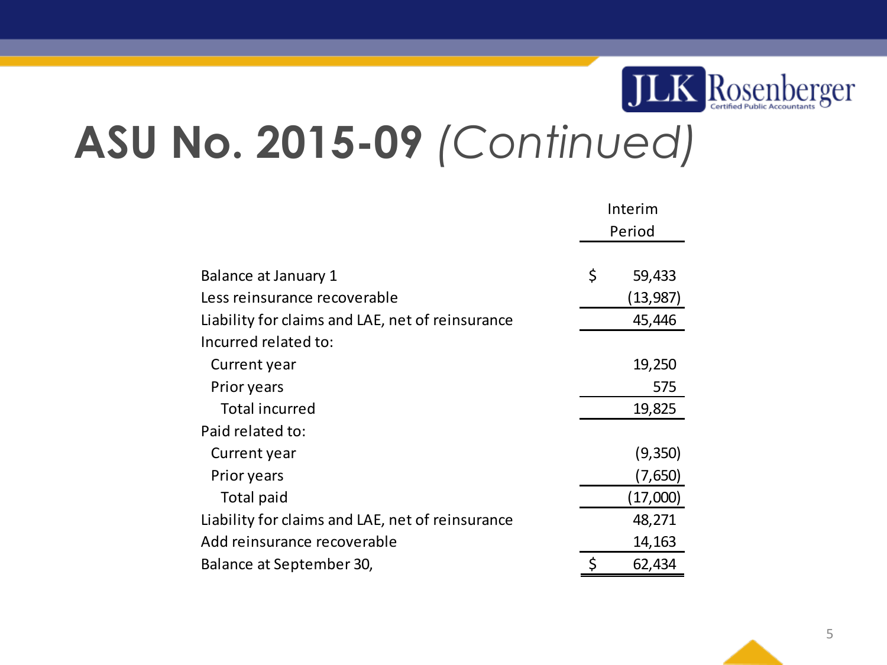# ASU No. 2015-09 *(Continued)*

| | Interim Period |
|---|---|
| Balance at January 1 | $ 59,433 |
| Less reinsurance recoverable | (13,987) |
| Liability for claims and LAE, net of reinsurance | 45,446 |
| Incurred related to: | |
| Current year | 19,250 |
| Prior years | 575 |
| Total incurred | 19,825 |
| Paid related to: | |
| Current year | (9,350) |
| Prior years | (7,650) |
| Total paid | (17,000) |
| Liability for claims and LAE, net of reinsurance | 48,271 |
| Add reinsurance recoverable | 14,163 |
| Balance at September 30, | $ 62,434 |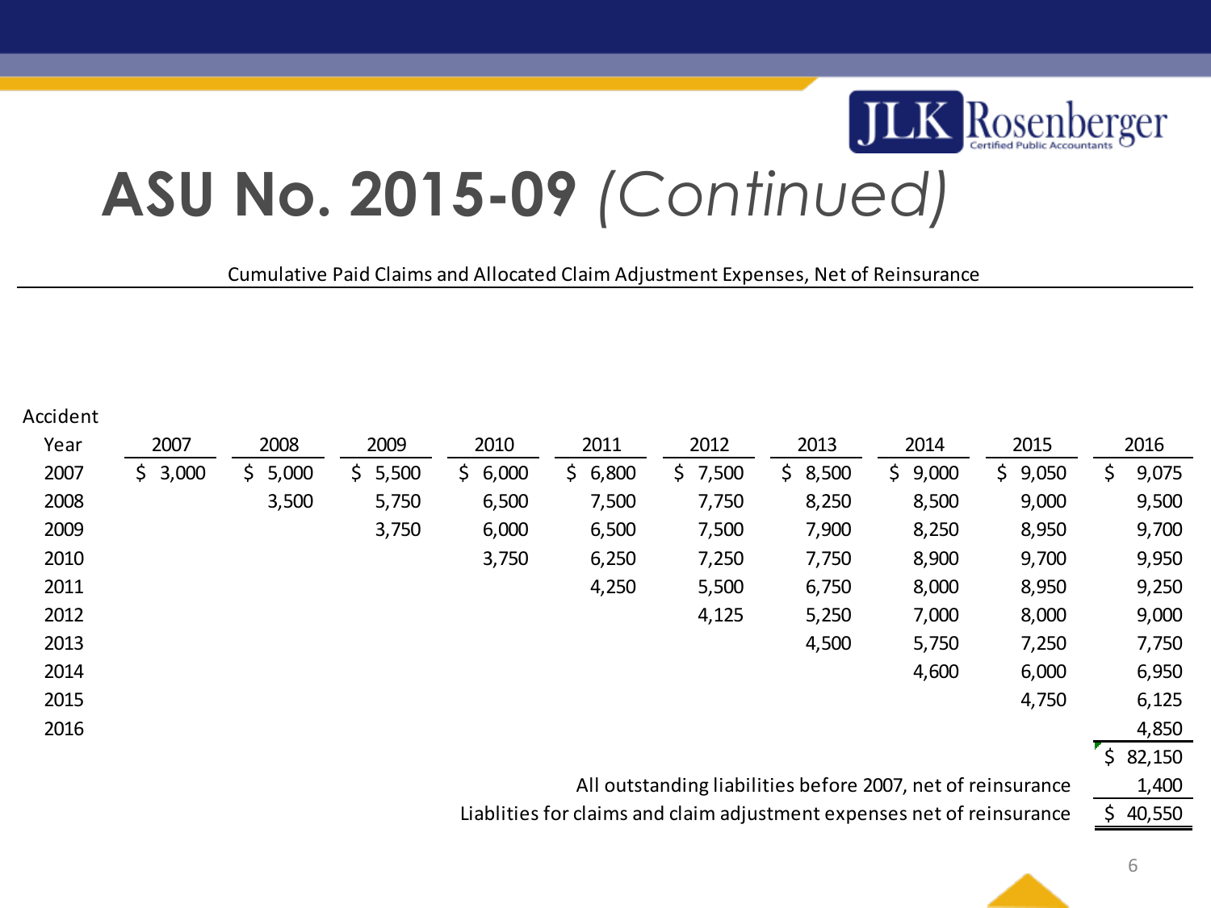# ASU No. 2015-09 *(Continued)*

Cumulative Paid Claims and Allocated Claim Adjustment Expenses, Net of Reinsurance

| Accident Year | 2007 | 2008 | 2009 | 2010 | 2011 | 2012 | 2013 | 2014 | 2015 | 2016 |
|---|---|---|---|---|---|---|---|---|---|---|
| 2007 | $ 3,000 | $ 5,000 | $ 5,500 | $ 6,000 | $ 6,800 | $ 7,500 | $ 8,500 | $ 9,000 | $ 9,050 | $ 9,075 |
| 2008 | | 3,500 | 5,750 | 6,500 | 7,500 | 7,750 | 8,250 | 8,500 | 9,000 | 9,500 |
| 2009 | | | 3,750 | 6,000 | 6,500 | 7,500 | 7,900 | 8,250 | 8,950 | 9,700 |
| 2010 | | | | 3,750 | 6,250 | 7,250 | 7,750 | 8,900 | 9,700 | 9,950 |
| 2011 | | | | | 4,250 | 5,500 | 6,750 | 8,000 | 8,950 | 9,250 |
| 2012 | | | | | | 4,125 | 5,250 | 7,000 | 8,000 | 9,000 |
| 2013 | | | | | | | 4,500 | 5,750 | 7,250 | 7,750 |
| 2014 | | | | | | | | 4,600 | 6,000 | 6,950 |
| 2015 | | | | | | | | | 4,750 | 6,125 |
| 2016 | | | | | | | | | | 4,850 |
| | | | | | | | | | | $ 82,150 |
| All outstanding liabilities before 2007, net of reinsurance | | | | | | | | | | 1,400 |
| Liablities for claims and claim adjustment expenses net of reinsurance | | | | | | | | | | $ 40,550 |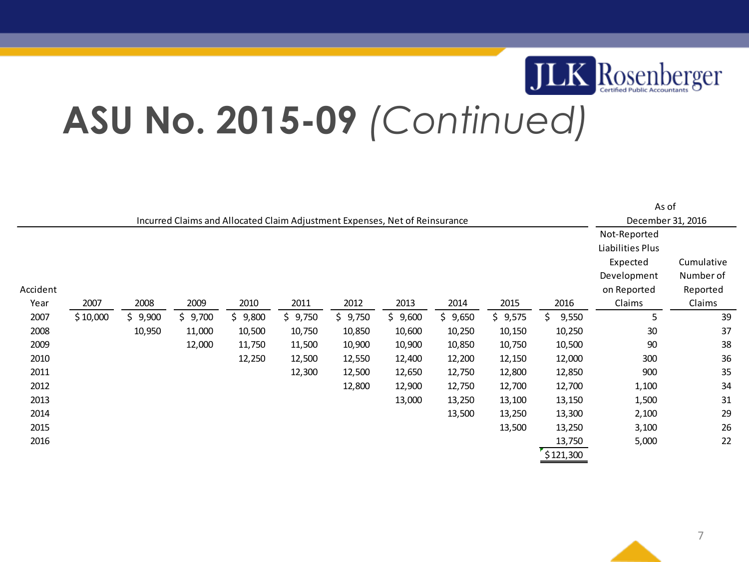# ASU No. 2015-09 *(Continued)*

| | Incurred Claims and Allocated Claim Adjustment Expenses, Net of Reinsurance | | | | | | | | | | As of December 31, 2016 | |
|---|---|---|---|---|---|---|---|---|---|---|---|---|
| Accident Year | 2007 | 2008 | 2009 | 2010 | 2011 | 2012 | 2013 | 2014 | 2015 | 2016 | Not-Reported Liabilities Plus Expected Development on Reported Claims | Cumulative Number of Reported Claims |
| 2007 | $ 10,000 | $ 9,900 | $ 9,700 | $ 9,800 | $ 9,750 | $ 9,750 | $ 9,600 | $ 9,650 | $ 9,575 | $ 9,550 | 5 | 39 |
| 2008 | | 10,950 | 11,000 | 10,500 | 10,750 | 10,850 | 10,600 | 10,250 | 10,150 | 10,250 | 30 | 37 |
| 2009 | | | 12,000 | 11,750 | 11,500 | 10,900 | 10,900 | 10,850 | 10,750 | 10,500 | 90 | 38 |
| 2010 | | | | 12,250 | 12,500 | 12,550 | 12,400 | 12,200 | 12,150 | 12,000 | 300 | 36 |
| 2011 | | | | | 12,300 | 12,500 | 12,650 | 12,750 | 12,800 | 12,850 | 900 | 35 |
| 2012 | | | | | | 12,800 | 12,900 | 12,750 | 12,700 | 12,700 | 1,100 | 34 |
| 2013 | | | | | | | 13,000 | 13,250 | 13,100 | 13,150 | 1,500 | 31 |
| 2014 | | | | | | | | 13,500 | 13,250 | 13,300 | 2,100 | 29 |
| 2015 | | | | | | | | | 13,500 | 13,250 | 3,100 | 26 |
| 2016 | | | | | | | | | | 13,750 | 5,000 | 22 |
| | | | | | | | | | | $ 121,300 | | |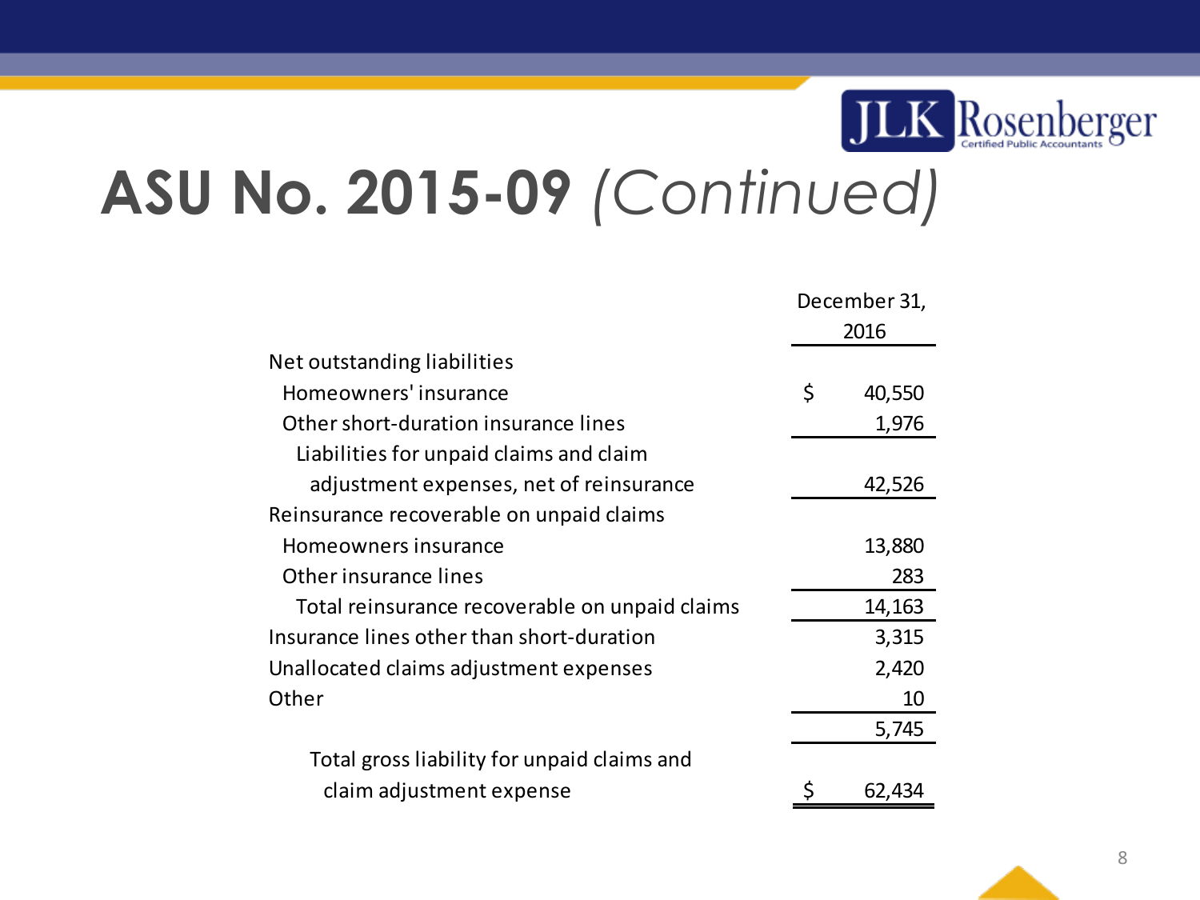# ASU No. 2015-09 *(Continued)*

| | December 31, 2016 |
|---|---|
| Net outstanding liabilities | |
| Homeowners' insurance | $ 40,550 |
| Other short-duration insurance lines | 1,976 |
| Liabilities for unpaid claims and claim adjustment expenses, net of reinsurance | 42,526 |
| Reinsurance recoverable on unpaid claims | |
| Homeowners insurance | 13,880 |
| Other insurance lines | 283 |
| Total reinsurance recoverable on unpaid claims | 14,163 |
| Insurance lines other than short-duration | 3,315 |
| Unallocated claims adjustment expenses | 2,420 |
| Other | 10 |
| | 5,745 |
| Total gross liability for unpaid claims and claim adjustment expense | $ 62,434 |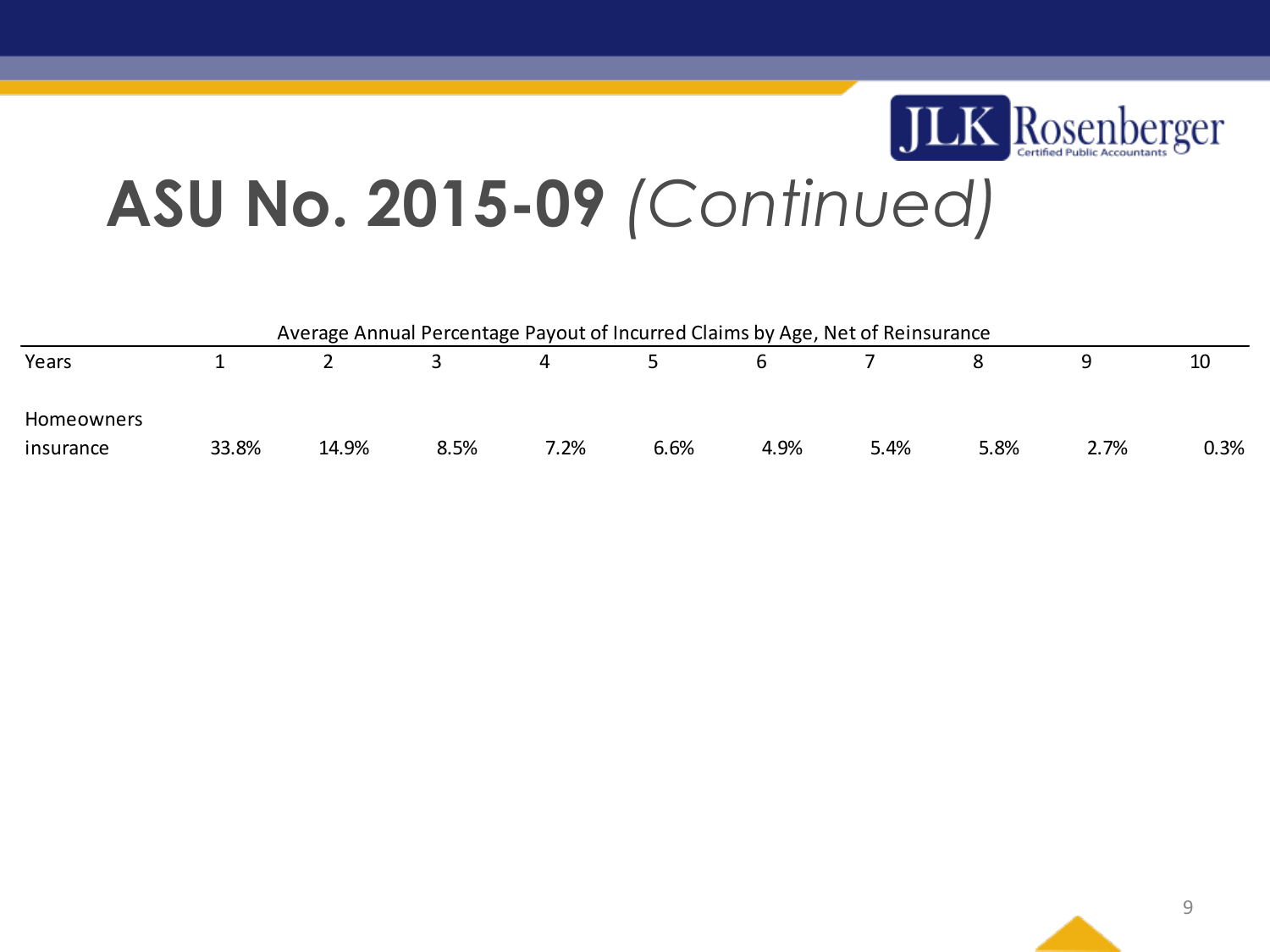# ASU No. 2015-09 *(Continued)*

Average Annual Percentage Payout of Incurred Claims by Age, Net of Reinsurance

| Years | 1 | 2 | 3 | 4 | 5 | 6 | 7 | 8 | 9 | 10 |
|---|---|---|---|---|---|---|---|---|---|---|
| Homeowners insurance | 33.8% | 14.9% | 8.5% | 7.2% | 6.6% | 4.9% | 5.4% | 5.8% | 2.7% | 0.3% |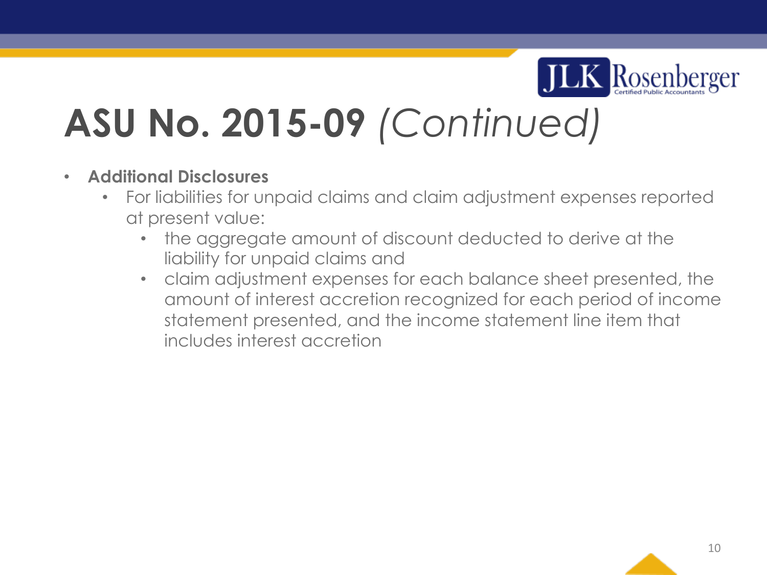# ASU No. 2015-09 *(Continued)*

- **Additional Disclosures**
  - For liabilities for unpaid claims and claim adjustment expenses reported at present value:
    - the aggregate amount of discount deducted to derive at the liability for unpaid claims and
    - claim adjustment expenses for each balance sheet presented, the amount of interest accretion recognized for each period of income statement presented, and the income statement line item that includes interest accretion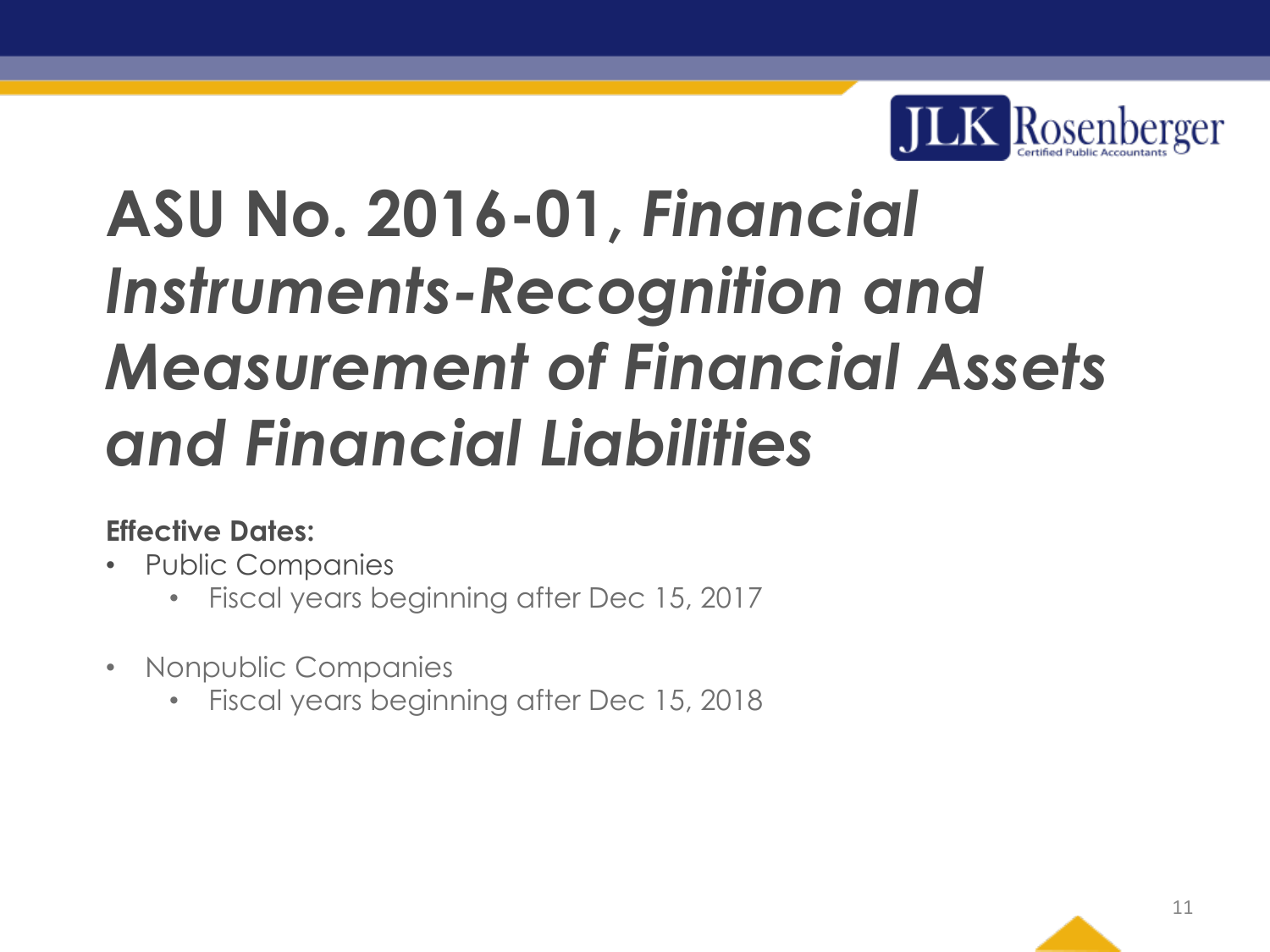# ASU No. 2016-01, *Financial Instruments-Recognition and Measurement of Financial Assets and Financial Liabilities*

**Effective Dates:**

- Public Companies
  - Fiscal years beginning after Dec 15, 2017
- Nonpublic Companies
  - Fiscal years beginning after Dec 15, 2018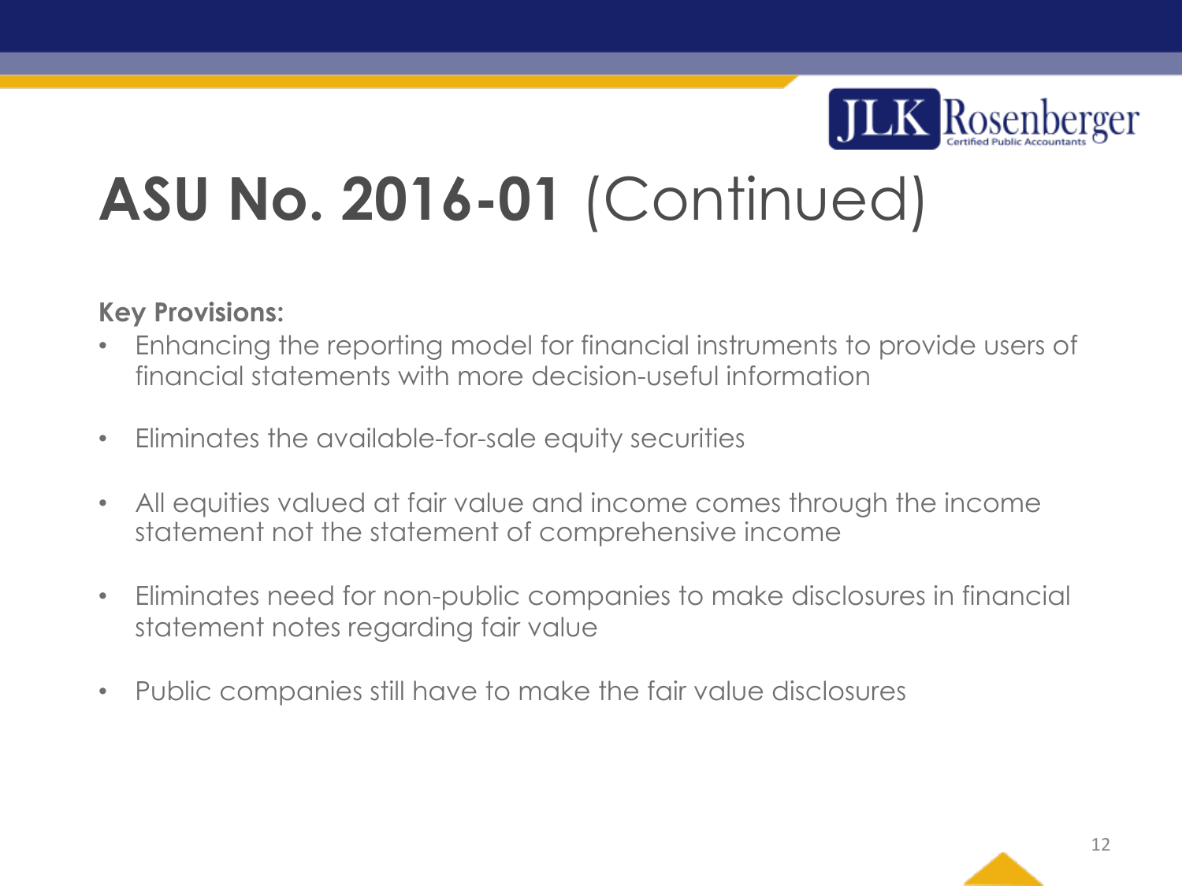# ASU No. 2016-01 (Continued)

**Key Provisions:**

- Enhancing the reporting model for financial instruments to provide users of financial statements with more decision-useful information
- Eliminates the available-for-sale equity securities
- All equities valued at fair value and income comes through the income statement not the statement of comprehensive income
- Eliminates need for non-public companies to make disclosures in financial statement notes regarding fair value
- Public companies still have to make the fair value disclosures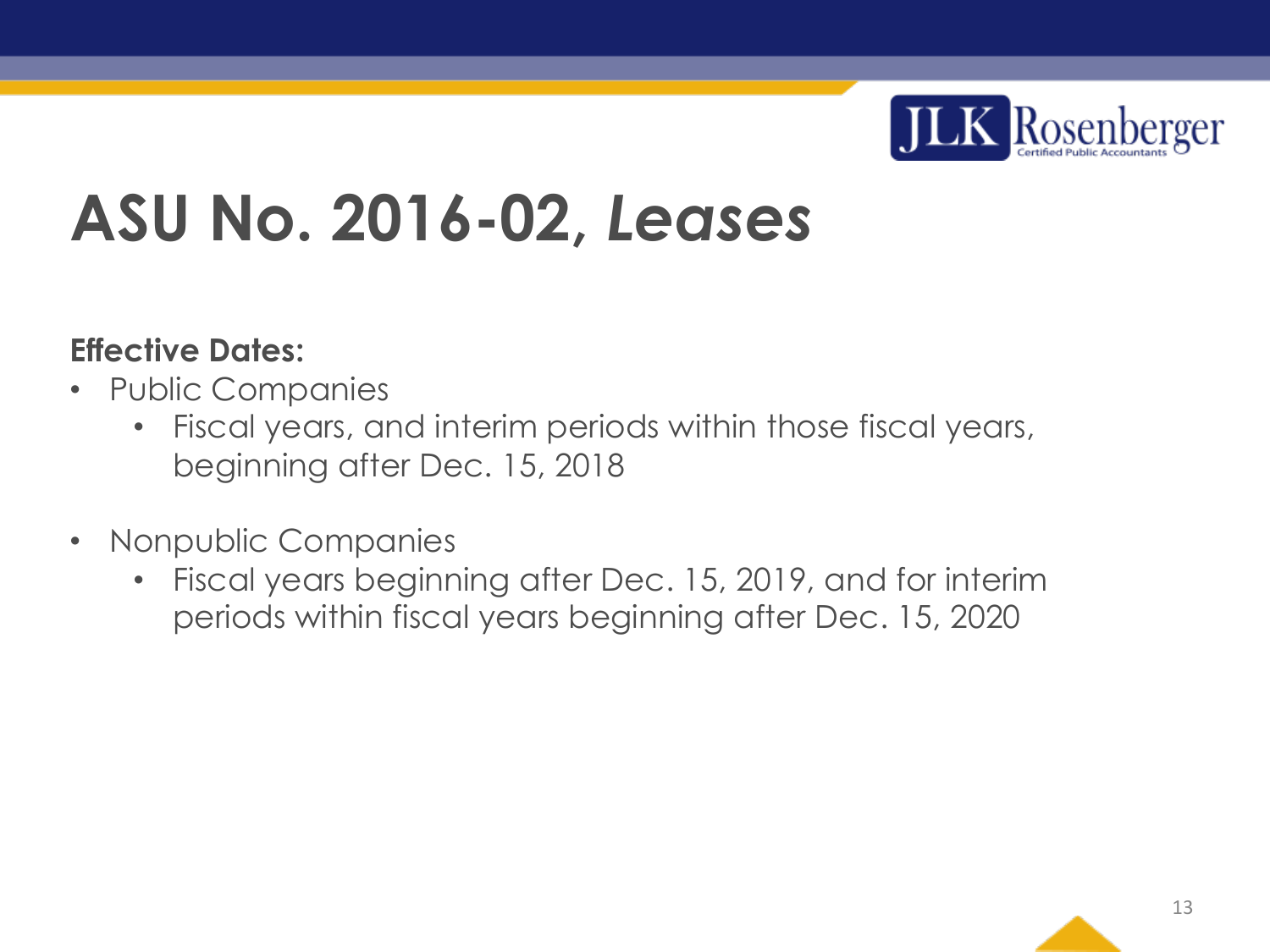# ASU No. 2016-02, *Leases*

**Effective Dates:**

- Public Companies
  - Fiscal years, and interim periods within those fiscal years, beginning after Dec. 15, 2018
- Nonpublic Companies
  - Fiscal years beginning after Dec. 15, 2019, and for interim periods within fiscal years beginning after Dec. 15, 2020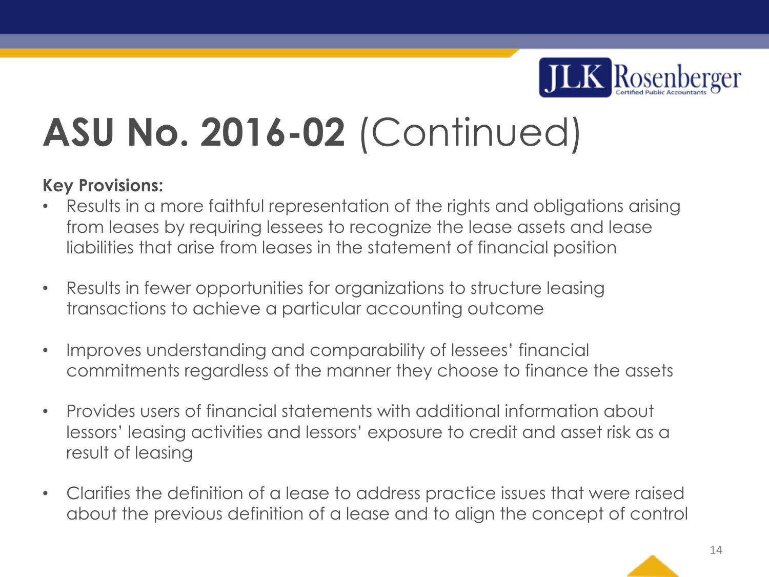# ASU No. 2016-02 (Continued)

**Key Provisions:**

- Results in a more faithful representation of the rights and obligations arising from leases by requiring lessees to recognize the lease assets and lease liabilities that arise from leases in the statement of financial position
- Results in fewer opportunities for organizations to structure leasing transactions to achieve a particular accounting outcome
- Improves understanding and comparability of lessees' financial commitments regardless of the manner they choose to finance the assets
- Provides users of financial statements with additional information about lessors' leasing activities and lessors' exposure to credit and asset risk as a result of leasing
- Clarifies the definition of a lease to address practice issues that were raised about the previous definition of a lease and to align the concept of control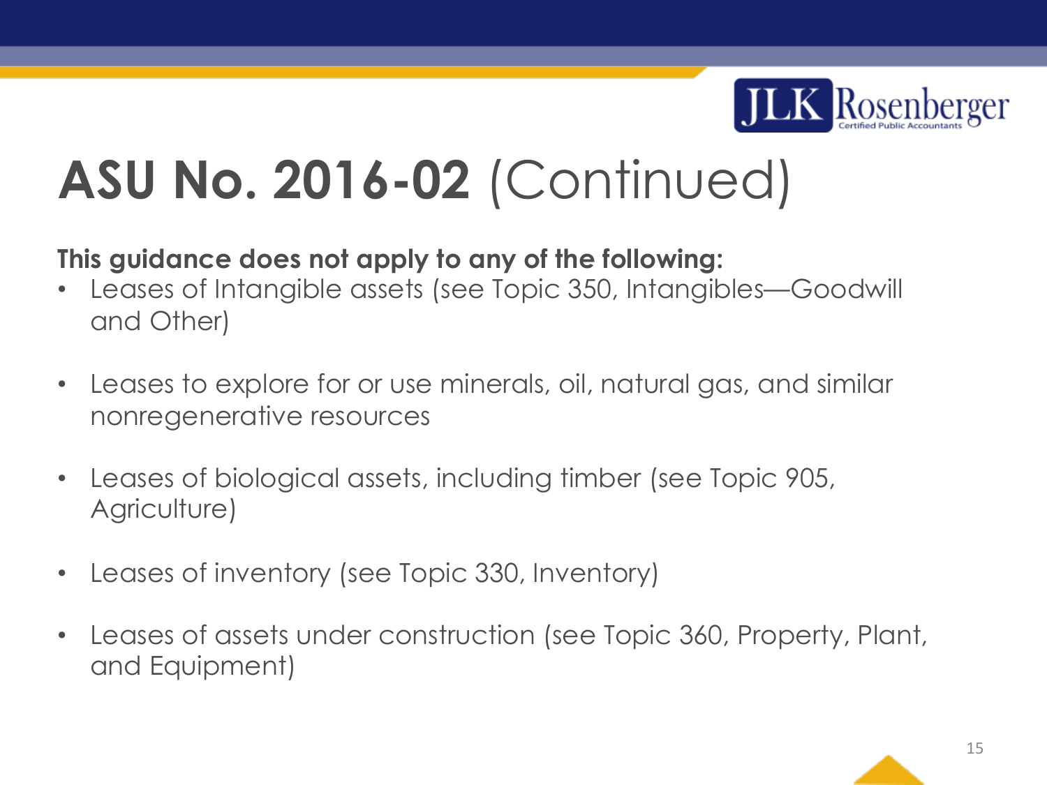# ASU No. 2016-02 (Continued)

**This guidance does not apply to any of the following:**

- Leases of Intangible assets (see Topic 350, Intangibles—Goodwill and Other)
- Leases to explore for or use minerals, oil, natural gas, and similar nonregenerative resources
- Leases of biological assets, including timber (see Topic 905, Agriculture)
- Leases of inventory (see Topic 330, Inventory)
- Leases of assets under construction (see Topic 360, Property, Plant, and Equipment)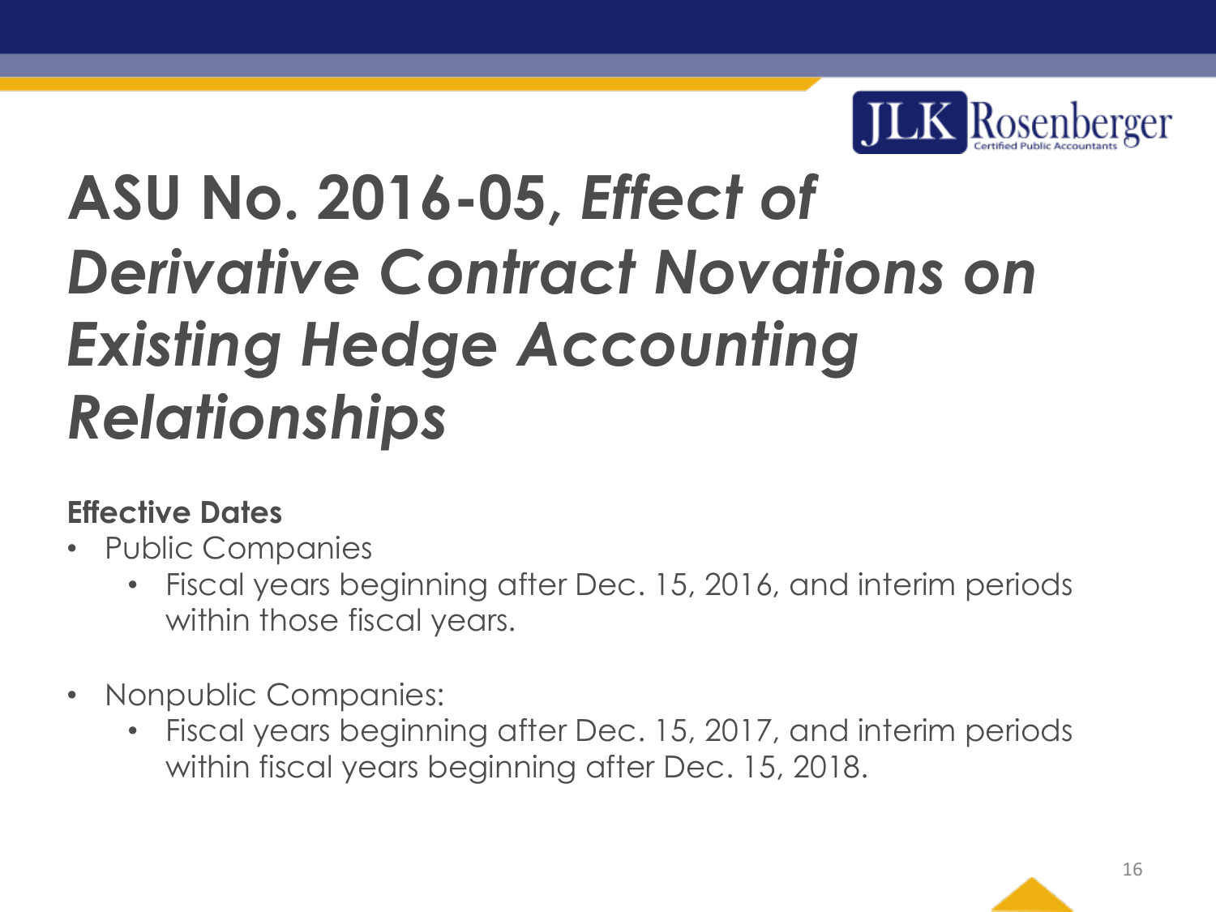# ASU No. 2016-05, *Effect of Derivative Contract Novations on Existing Hedge Accounting Relationships*

**Effective Dates**

- Public Companies
  - Fiscal years beginning after Dec. 15, 2016, and interim periods within those fiscal years.
- Nonpublic Companies:
  - Fiscal years beginning after Dec. 15, 2017, and interim periods within fiscal years beginning after Dec. 15, 2018.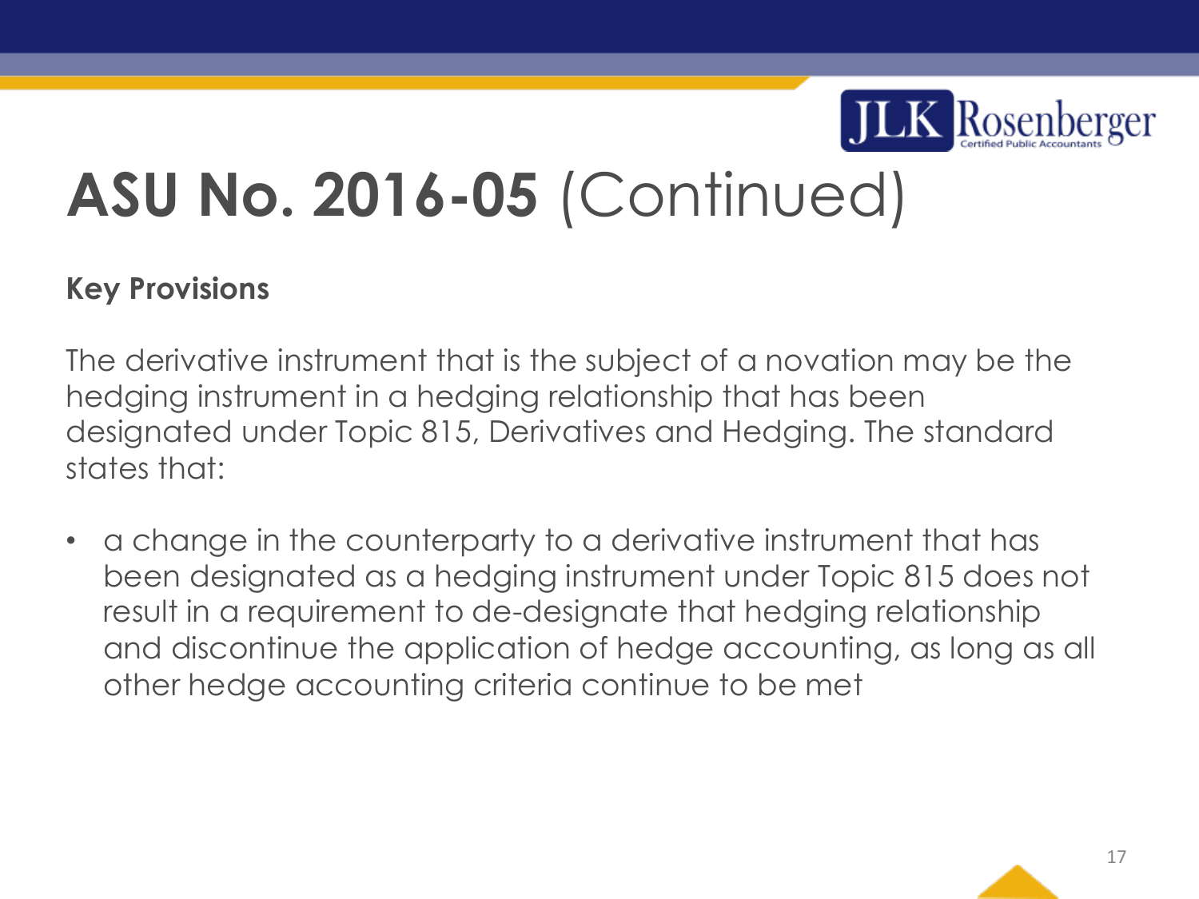# **ASU No. 2016-05** (Continued)

**Key Provisions**

The derivative instrument that is the subject of a novation may be the hedging instrument in a hedging relationship that has been designated under Topic 815, Derivatives and Hedging. The standard states that:

- a change in the counterparty to a derivative instrument that has been designated as a hedging instrument under Topic 815 does not result in a requirement to de-designate that hedging relationship and discontinue the application of hedge accounting, as long as all other hedge accounting criteria continue to be met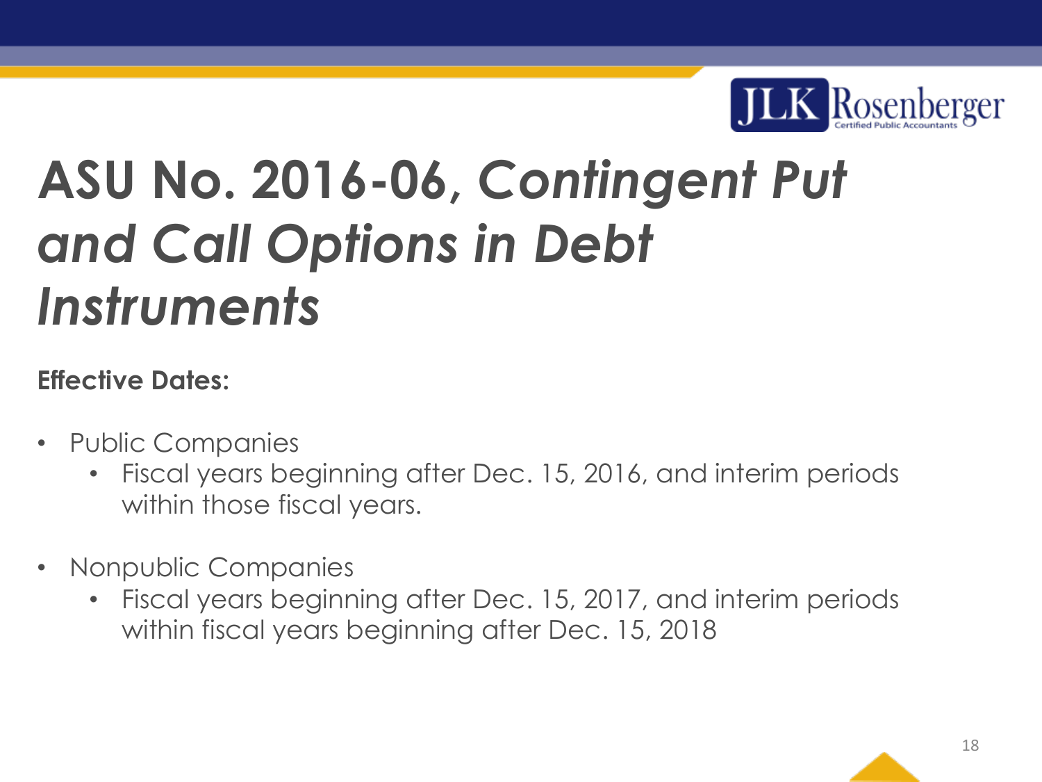# ASU No. 2016-06, *Contingent Put and Call Options in Debt Instruments*

**Effective Dates:**

- Public Companies
  - Fiscal years beginning after Dec. 15, 2016, and interim periods within those fiscal years.
- Nonpublic Companies
  - Fiscal years beginning after Dec. 15, 2017, and interim periods within fiscal years beginning after Dec. 15, 2018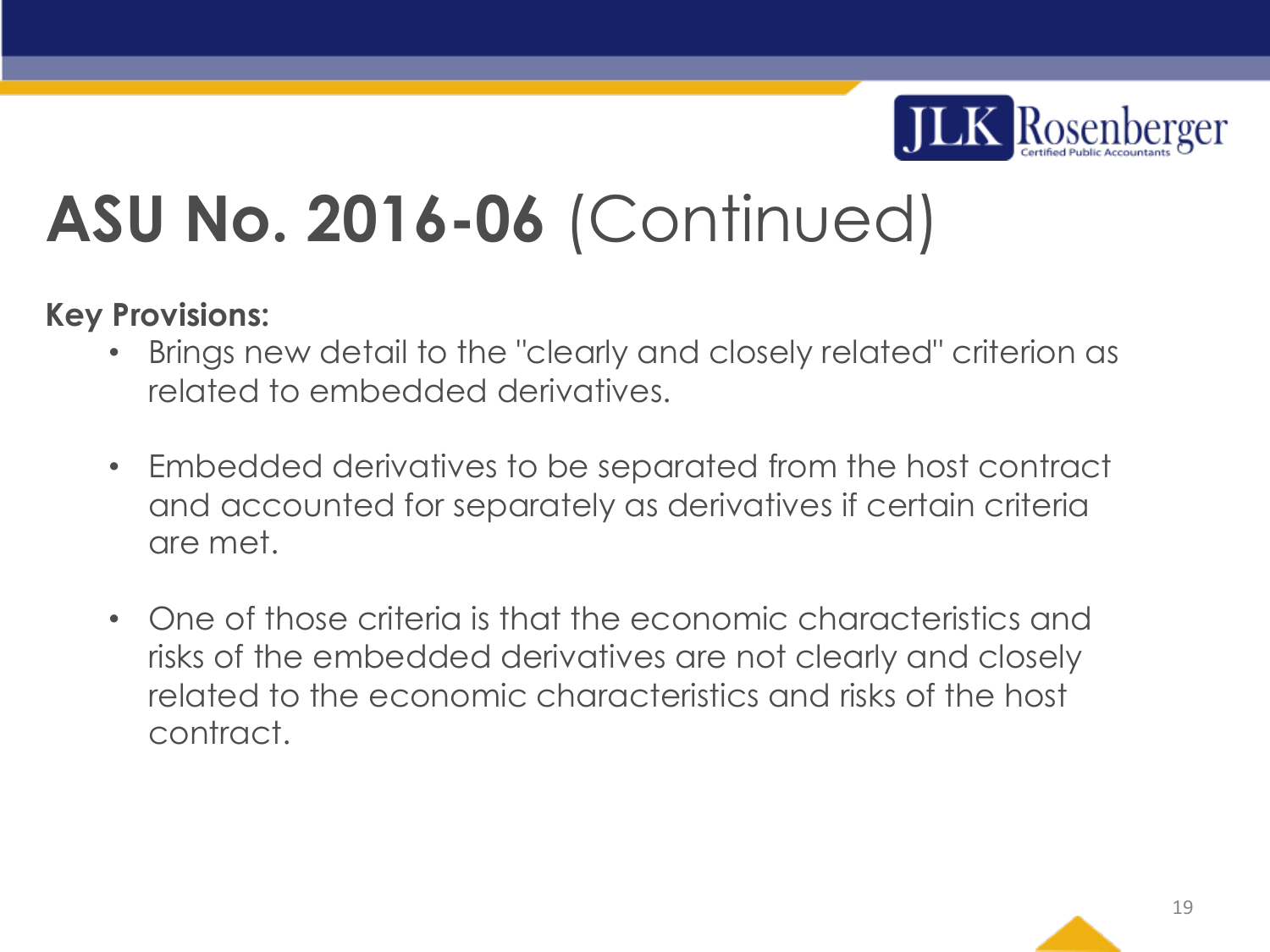# ASU No. 2016-06 (Continued)

**Key Provisions:**

- Brings new detail to the "clearly and closely related" criterion as related to embedded derivatives.
- Embedded derivatives to be separated from the host contract and accounted for separately as derivatives if certain criteria are met.
- One of those criteria is that the economic characteristics and risks of the embedded derivatives are not clearly and closely related to the economic characteristics and risks of the host contract.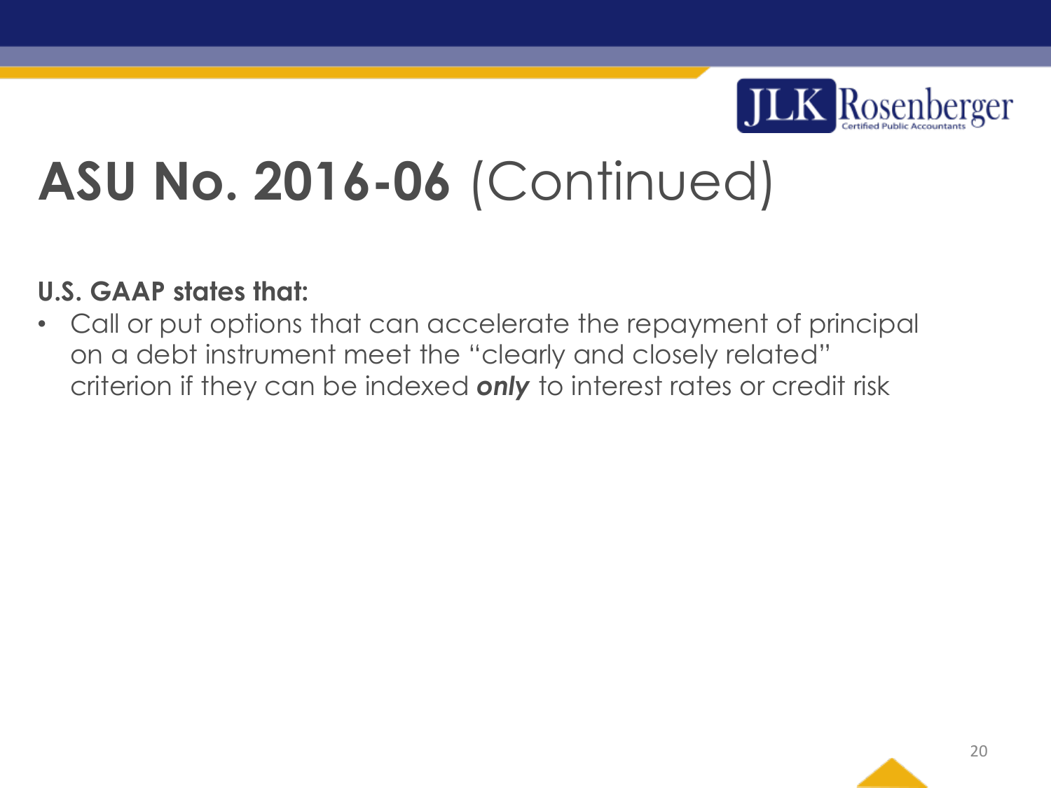# **ASU No. 2016-06** (Continued)

**U.S. GAAP states that:**

- Call or put options that can accelerate the repayment of principal on a debt instrument meet the "clearly and closely related" criterion if they can be indexed ***only*** to interest rates or credit risk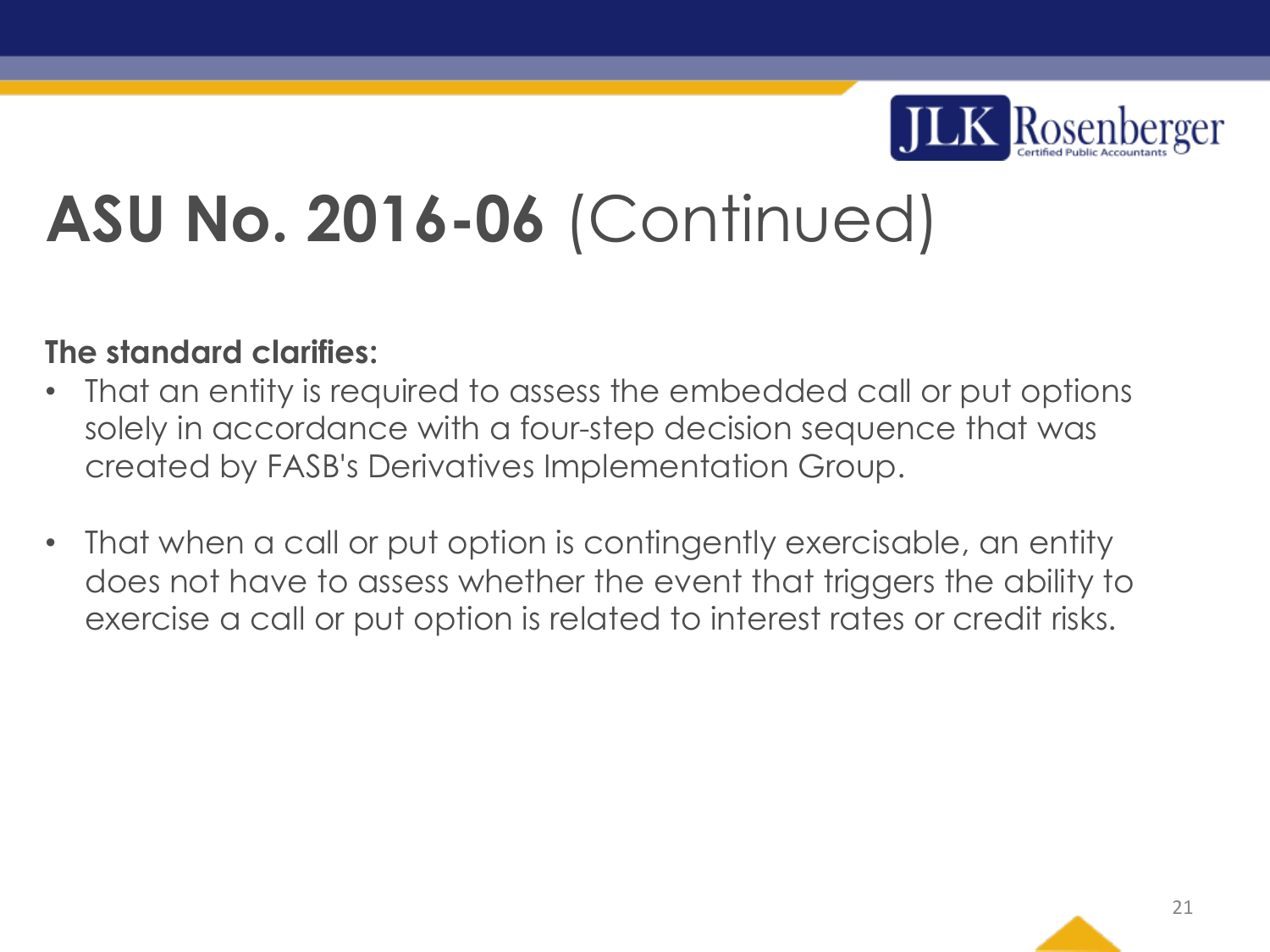# **ASU No. 2016-06** (Continued)

**The standard clarifies:**

- That an entity is required to assess the embedded call or put options solely in accordance with a four-step decision sequence that was created by FASB's Derivatives Implementation Group.

- That when a call or put option is contingently exercisable, an entity does not have to assess whether the event that triggers the ability to exercise a call or put option is related to interest rates or credit risks.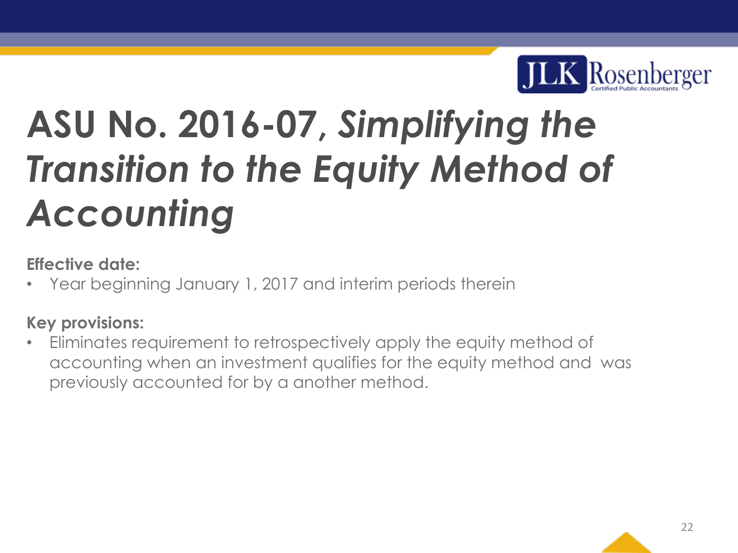# ASU No. 2016-07, *Simplifying the Transition to the Equity Method of Accounting*

**Effective date:**

- Year beginning January 1, 2017 and interim periods therein

**Key provisions:**

- Eliminates requirement to retrospectively apply the equity method of accounting when an investment qualifies for the equity method and was previously accounted for by a another method.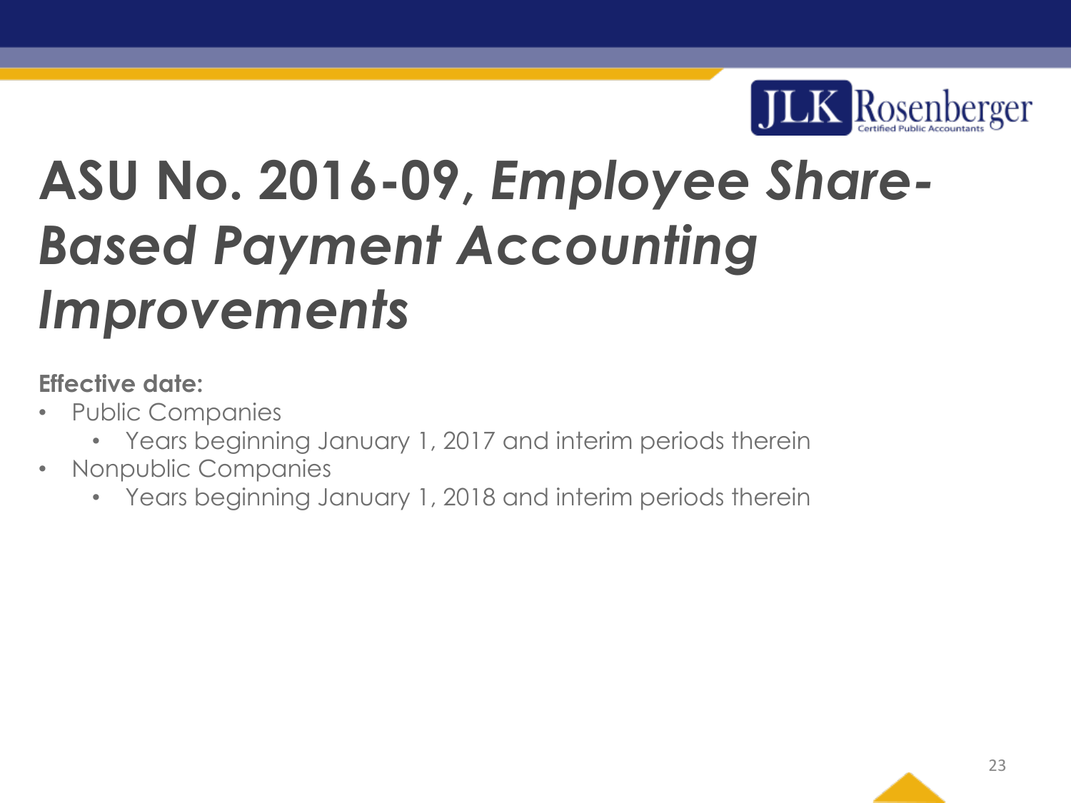# ASU No. 2016-09, *Employee Share-Based Payment Accounting Improvements*

**Effective date:**

- Public Companies
  - Years beginning January 1, 2017 and interim periods therein
- Nonpublic Companies
  - Years beginning January 1, 2018 and interim periods therein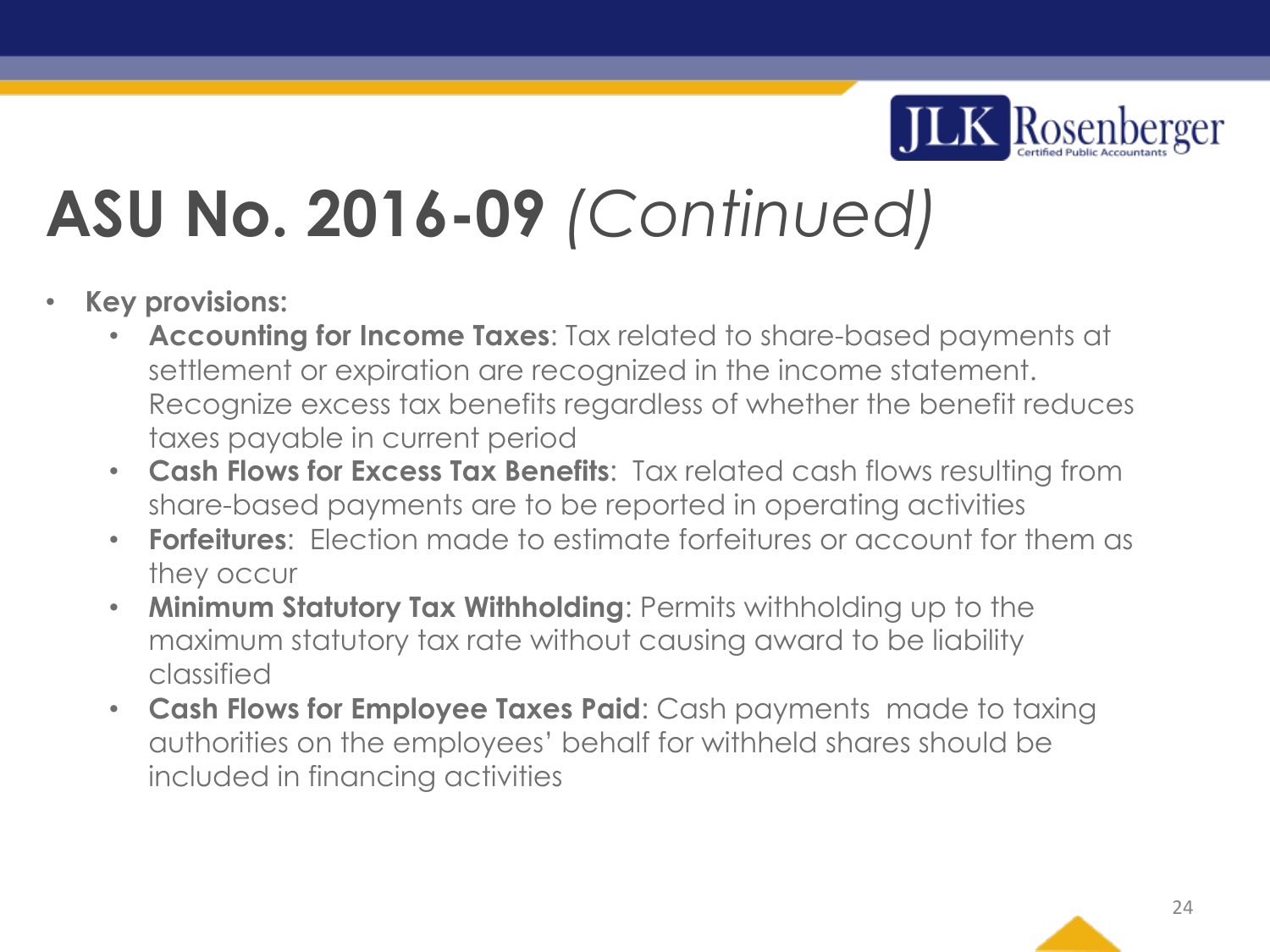# ASU No. 2016-09 *(Continued)*

- **Key provisions:**
  - **Accounting for Income Taxes**: Tax related to share-based payments at settlement or expiration are recognized in the income statement. Recognize excess tax benefits regardless of whether the benefit reduces taxes payable in current period
  - **Cash Flows for Excess Tax Benefits**: Tax related cash flows resulting from share-based payments are to be reported in operating activities
  - **Forfeitures**: Election made to estimate forfeitures or account for them as they occur
  - **Minimum Statutory Tax Withholding**: Permits withholding up to the maximum statutory tax rate without causing award to be liability classified
  - **Cash Flows for Employee Taxes Paid**: Cash payments made to taxing authorities on the employees' behalf for withheld shares should be included in financing activities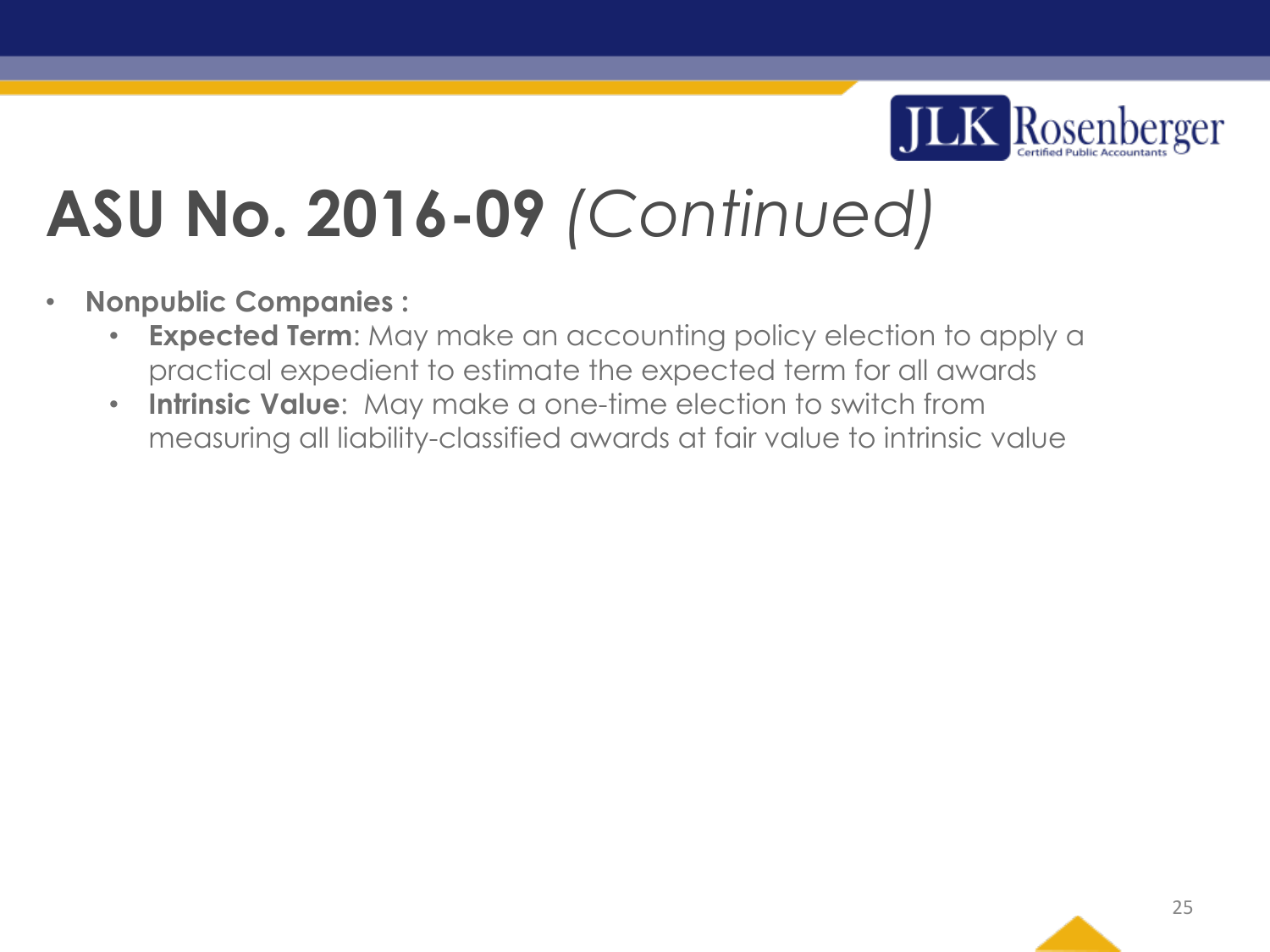# ASU No. 2016-09 *(Continued)*

- **Nonpublic Companies :**
  - **Expected Term**: May make an accounting policy election to apply a practical expedient to estimate the expected term for all awards
  - **Intrinsic Value**: May make a one-time election to switch from measuring all liability-classified awards at fair value to intrinsic value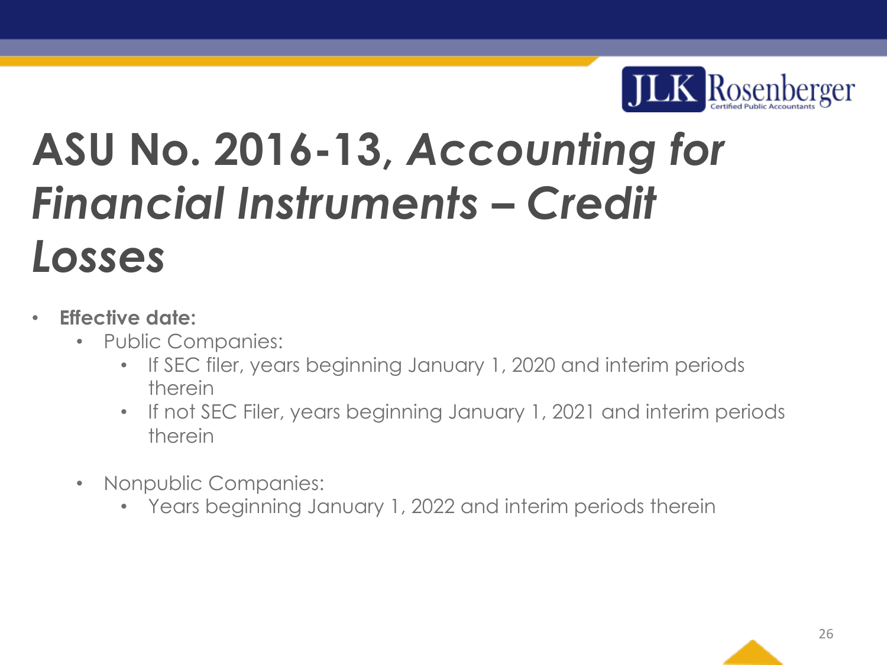# ASU No. 2016-13, *Accounting for Financial Instruments – Credit Losses*

- **Effective date:**
  - Public Companies:
    - If SEC filer, years beginning January 1, 2020 and interim periods therein
    - If not SEC Filer, years beginning January 1, 2021 and interim periods therein
  - Nonpublic Companies:
    - Years beginning January 1, 2022 and interim periods therein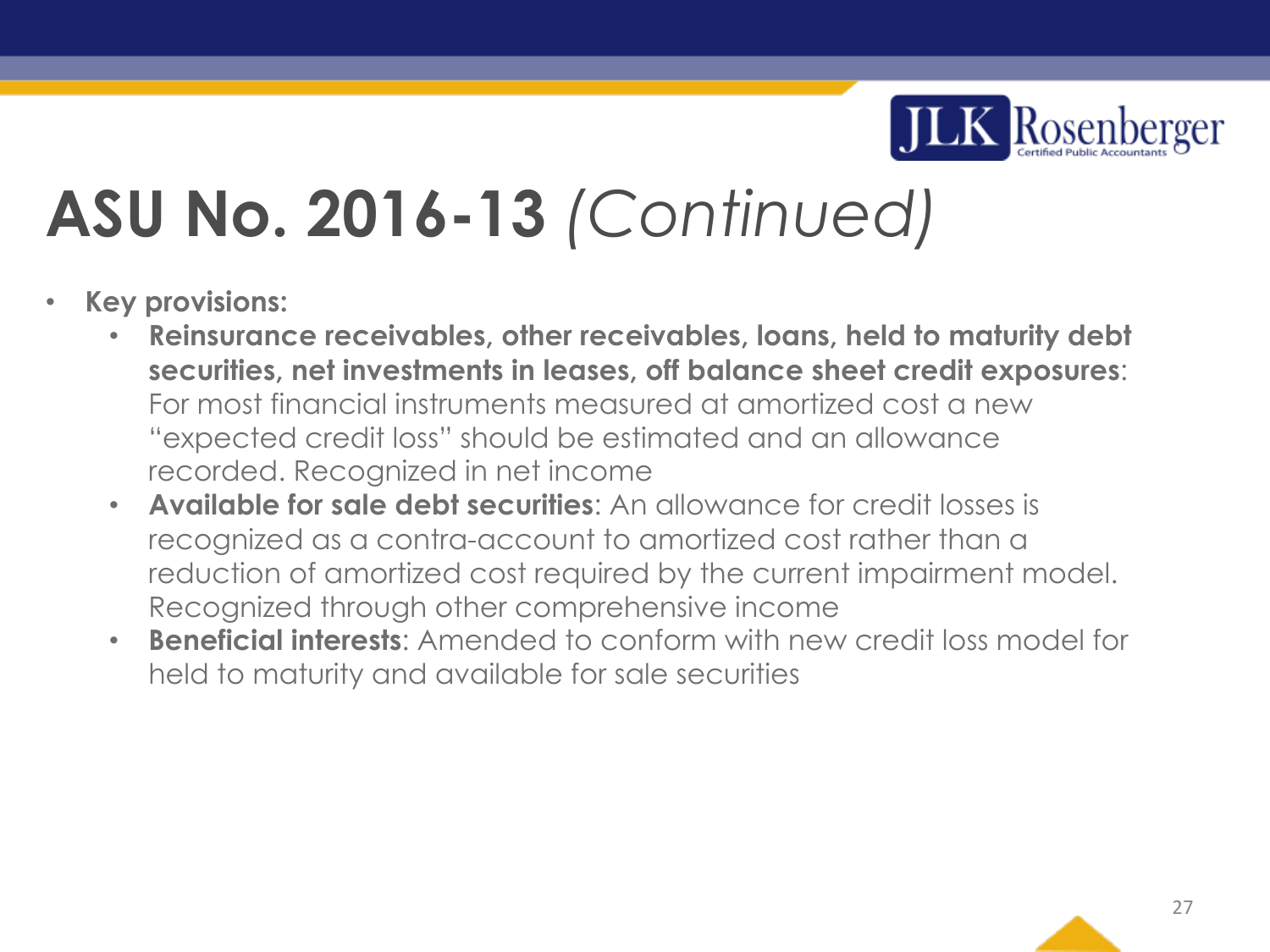# ASU No. 2016-13 *(Continued)*

- **Key provisions:**
  - **Reinsurance receivables, other receivables, loans, held to maturity debt securities, net investments in leases, off balance sheet credit exposures**: For most financial instruments measured at amortized cost a new "expected credit loss" should be estimated and an allowance recorded. Recognized in net income
  - **Available for sale debt securities**: An allowance for credit losses is recognized as a contra-account to amortized cost rather than a reduction of amortized cost required by the current impairment model. Recognized through other comprehensive income
  - **Beneficial interests**: Amended to conform with new credit loss model for held to maturity and available for sale securities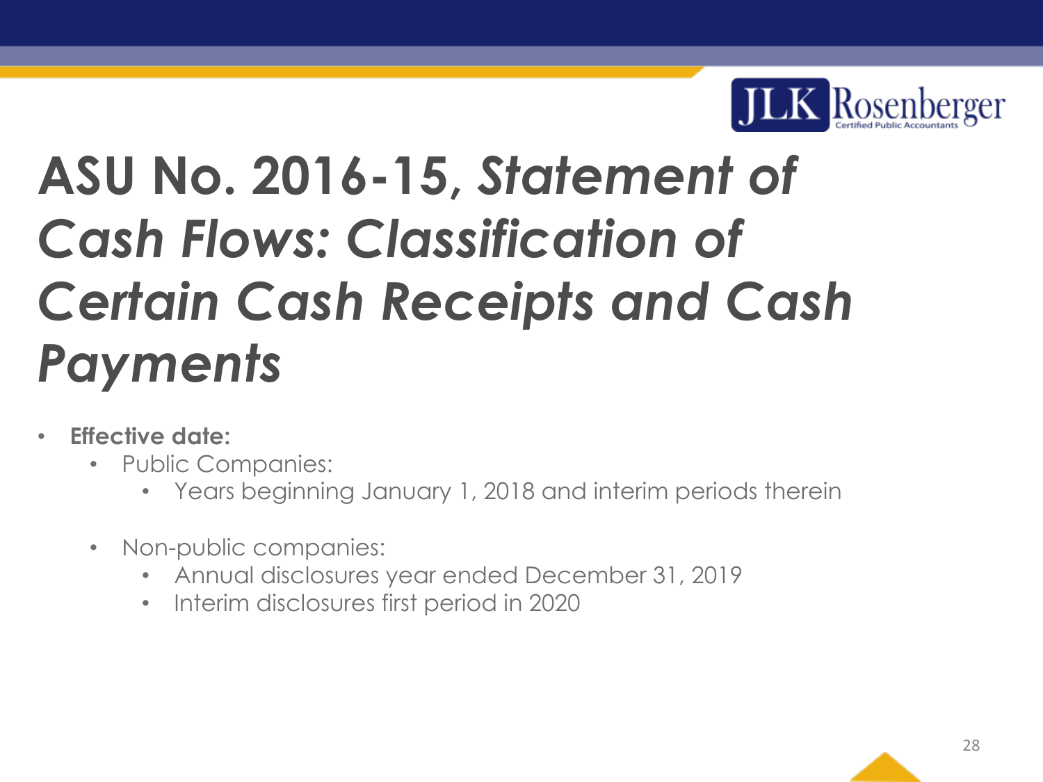# ASU No. 2016-15, *Statement of Cash Flows: Classification of Certain Cash Receipts and Cash Payments*

- **Effective date:**
  - Public Companies:
    - Years beginning January 1, 2018 and interim periods therein
  - Non-public companies:
    - Annual disclosures year ended December 31, 2019
    - Interim disclosures first period in 2020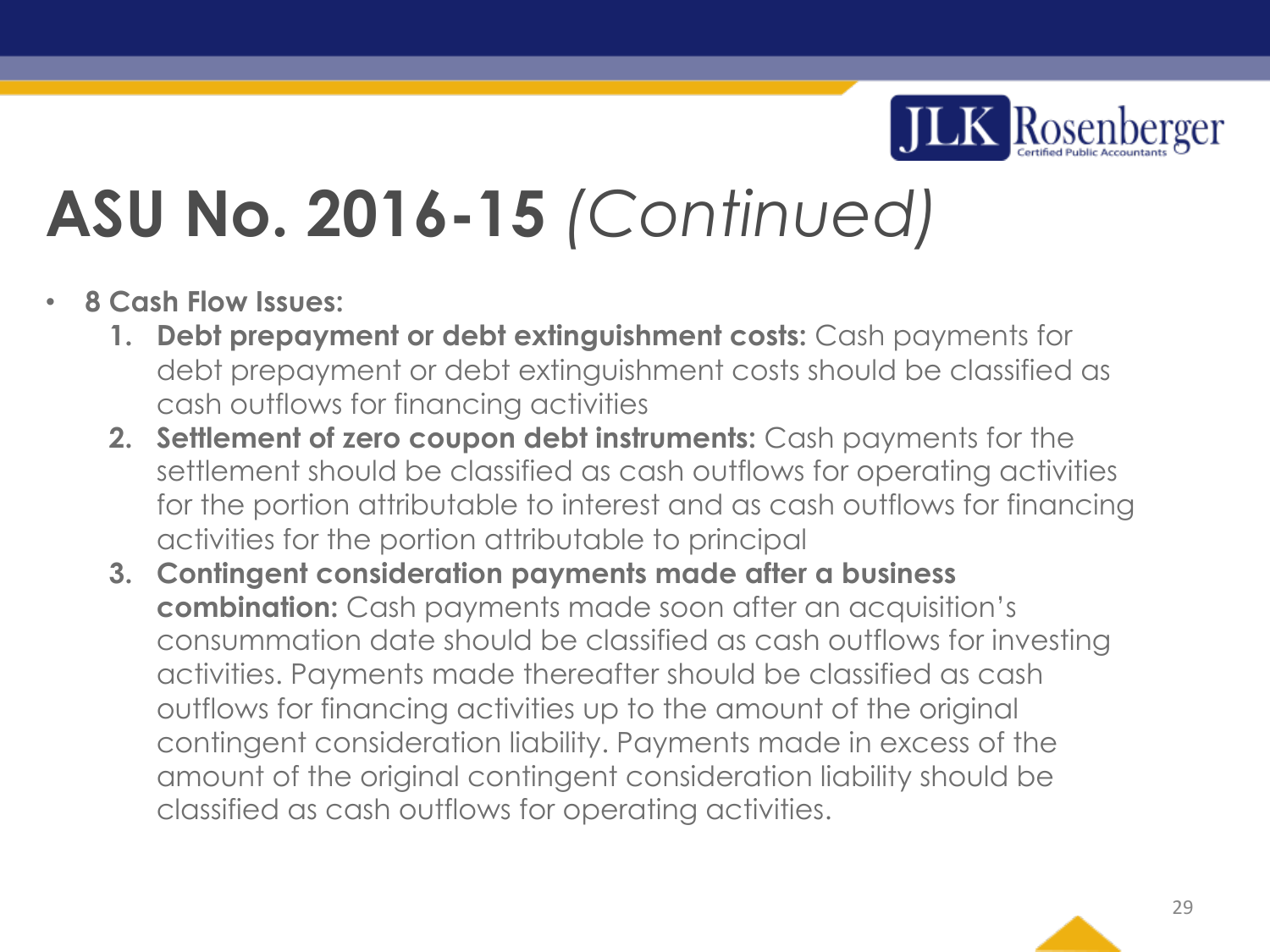# ASU No. 2016-15 *(Continued)*

- **8 Cash Flow Issues:**
  1. **Debt prepayment or debt extinguishment costs:** Cash payments for debt prepayment or debt extinguishment costs should be classified as cash outflows for financing activities
  2. **Settlement of zero coupon debt instruments:** Cash payments for the settlement should be classified as cash outflows for operating activities for the portion attributable to interest and as cash outflows for financing activities for the portion attributable to principal
  3. **Contingent consideration payments made after a business combination:** Cash payments made soon after an acquisition's consummation date should be classified as cash outflows for investing activities. Payments made thereafter should be classified as cash outflows for financing activities up to the amount of the original contingent consideration liability. Payments made in excess of the amount of the original contingent consideration liability should be classified as cash outflows for operating activities.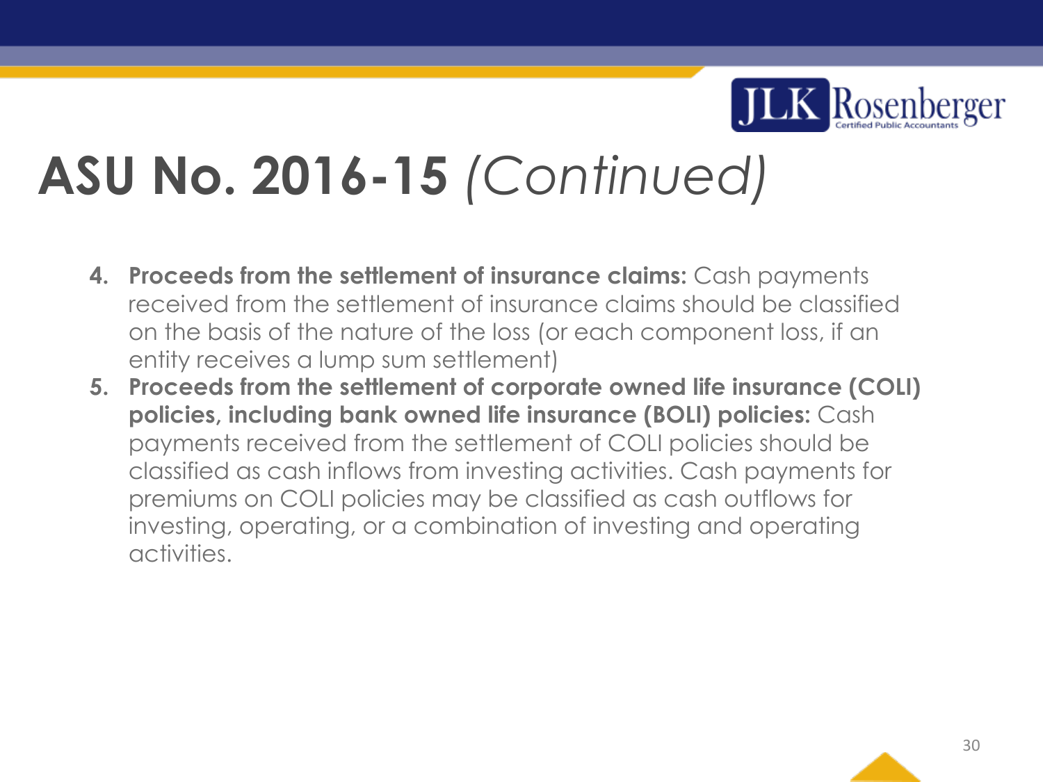# ASU No. 2016-15 *(Continued)*

4. **Proceeds from the settlement of insurance claims:** Cash payments received from the settlement of insurance claims should be classified on the basis of the nature of the loss (or each component loss, if an entity receives a lump sum settlement)
5. **Proceeds from the settlement of corporate owned life insurance (COLI) policies, including bank owned life insurance (BOLI) policies:** Cash payments received from the settlement of COLI policies should be classified as cash inflows from investing activities. Cash payments for premiums on COLI policies may be classified as cash outflows for investing, operating, or a combination of investing and operating activities.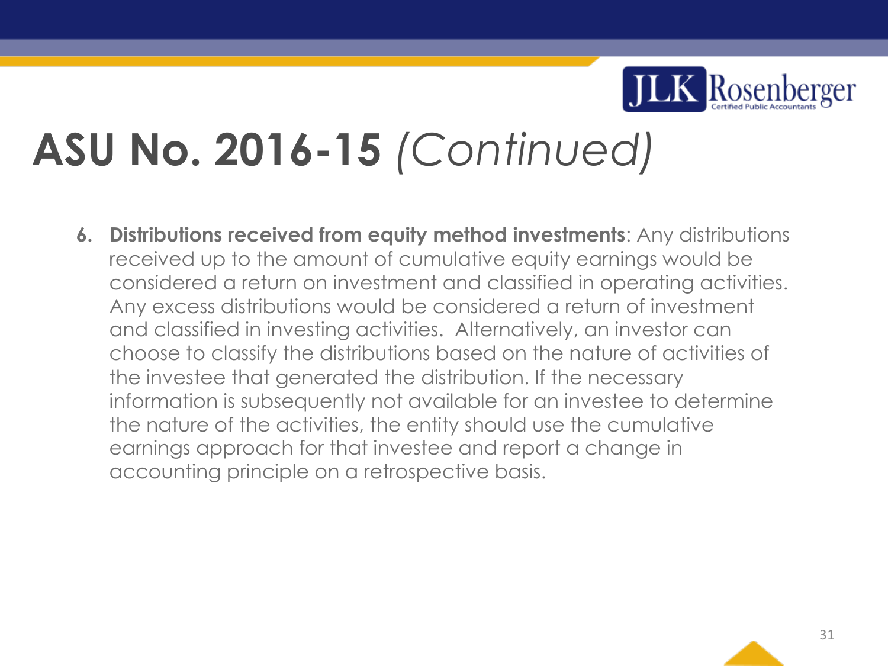# ASU No. 2016-15 *(Continued)*

6. **Distributions received from equity method investments**: Any distributions received up to the amount of cumulative equity earnings would be considered a return on investment and classified in operating activities. Any excess distributions would be considered a return of investment and classified in investing activities. Alternatively, an investor can choose to classify the distributions based on the nature of activities of the investee that generated the distribution. If the necessary information is subsequently not available for an investee to determine the nature of the activities, the entity should use the cumulative earnings approach for that investee and report a change in accounting principle on a retrospective basis.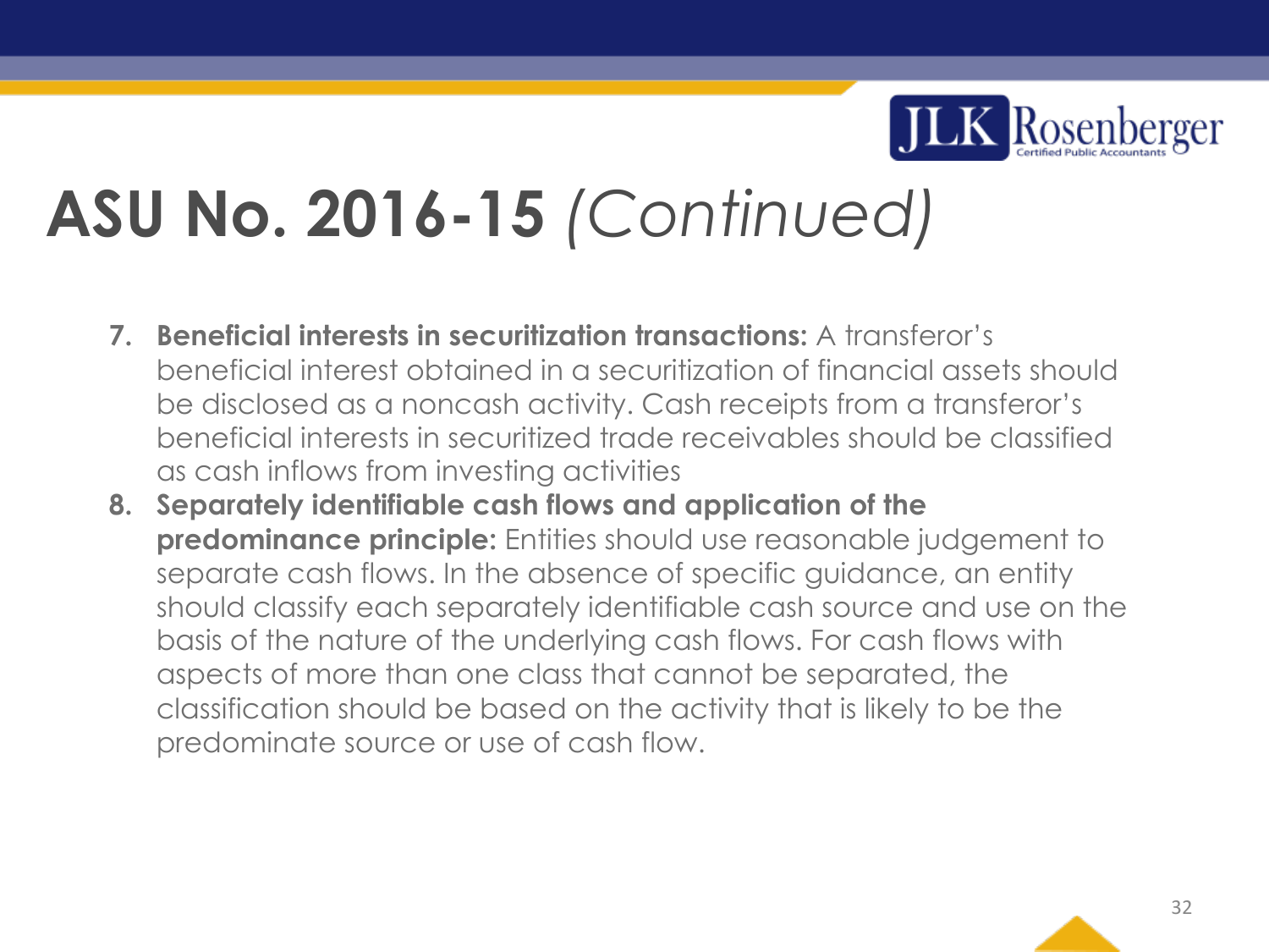# ASU No. 2016-15 *(Continued)*

7. **Beneficial interests in securitization transactions:** A transferor's beneficial interest obtained in a securitization of financial assets should be disclosed as a noncash activity. Cash receipts from a transferor's beneficial interests in securitized trade receivables should be classified as cash inflows from investing activities
8. **Separately identifiable cash flows and application of the predominance principle:** Entities should use reasonable judgement to separate cash flows. In the absence of specific guidance, an entity should classify each separately identifiable cash source and use on the basis of the nature of the underlying cash flows. For cash flows with aspects of more than one class that cannot be separated, the classification should be based on the activity that is likely to be the predominate source or use of cash flow.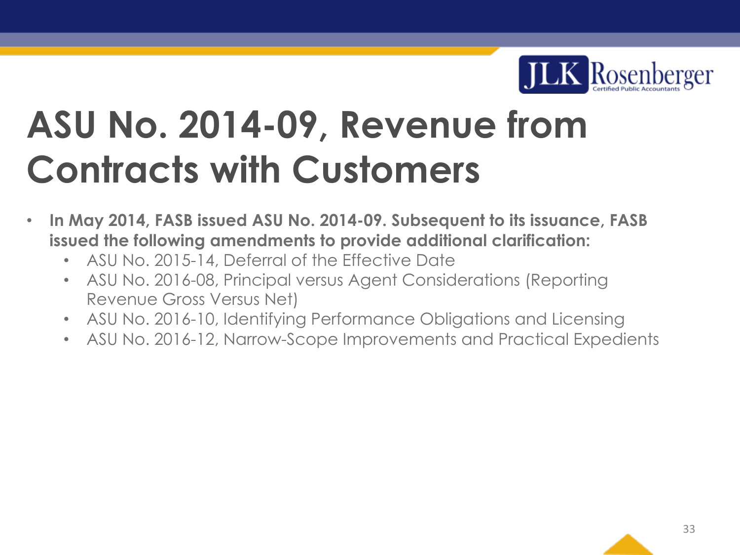# ASU No. 2014-09, Revenue from Contracts with Customers

- **In May 2014, FASB issued ASU No. 2014-09. Subsequent to its issuance, FASB issued the following amendments to provide additional clarification:**
  - ASU No. 2015-14, Deferral of the Effective Date
  - ASU No. 2016-08, Principal versus Agent Considerations (Reporting Revenue Gross Versus Net)
  - ASU No. 2016-10, Identifying Performance Obligations and Licensing
  - ASU No. 2016-12, Narrow-Scope Improvements and Practical Expedients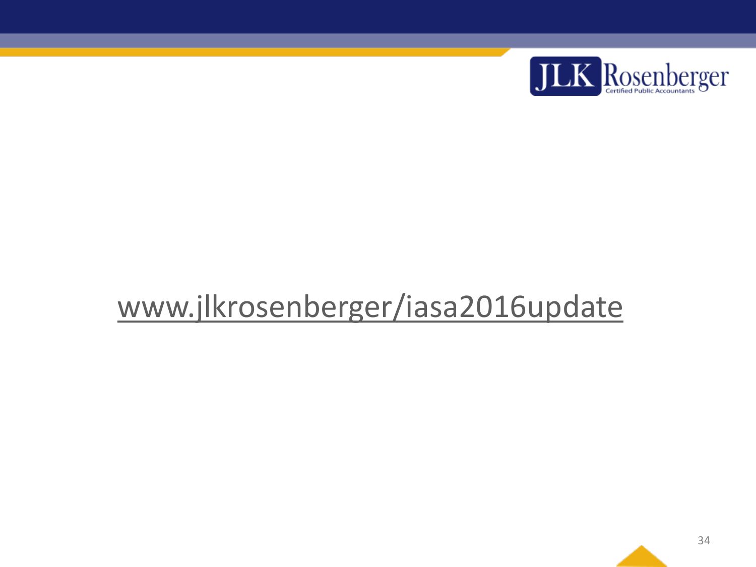www.jlkrosenberger/iasa2016update